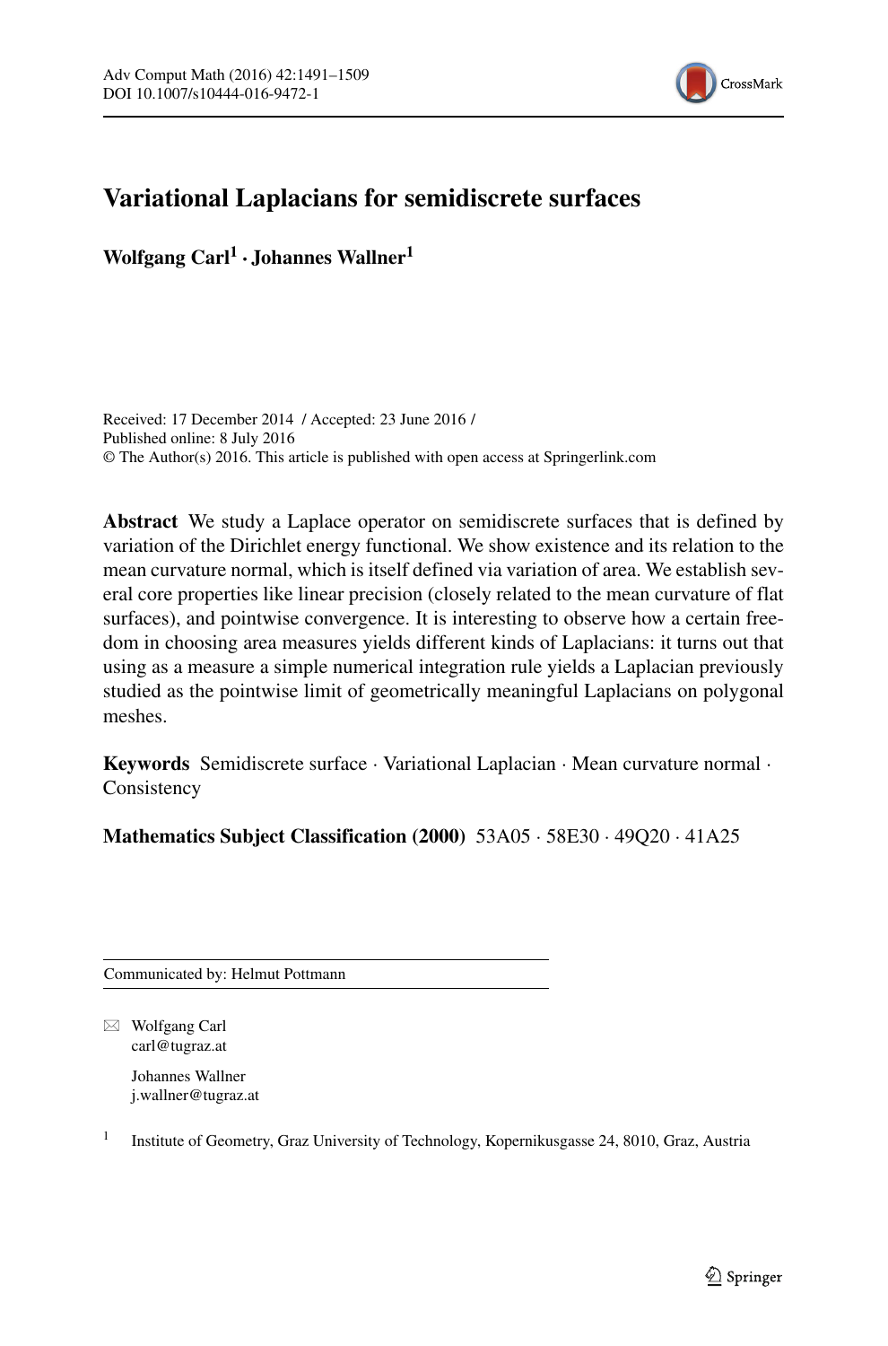# Variational Laplacians for semidiscrete surfaces

**Wolfgang Carl[1] · Johannes Wallner[1]**

Received: 17 December 2014 / Accepted: 23 June 2016 /
Published online: 8 July 2016
© The Author(s) 2016. This article is published with open access at Springerlink.com

**Abstract** We study a Laplace operator on semidiscrete surfaces that is defined by variation of the Dirichlet energy functional. We show existence and its relation to the mean curvature normal, which is itself defined via variation of area. We establish several core properties like linear precision (closely related to the mean curvature of flat surfaces), and pointwise convergence. It is interesting to observe how a certain freedom in choosing area measures yields different kinds of Laplacians: it turns out that using as a measure a simple numerical integration rule yields a Laplacian previously studied as the pointwise limit of geometrically meaningful Laplacians on polygonal meshes.

**Keywords** Semidiscrete surface · Variational Laplacian · Mean curvature normal · Consistency

**Mathematics Subject Classification (2000)** 53A05 · 58E30 · 49Q20 · 41A25

---

Communicated by: Helmut Pottmann

---

✉ Wolfgang Carl
carl@tugraz.at

Johannes Wallner
j.wallner@tugraz.at

[1] Institute of Geometry, Graz University of Technology, Kopernikusgasse 24, 8010, Graz, Austria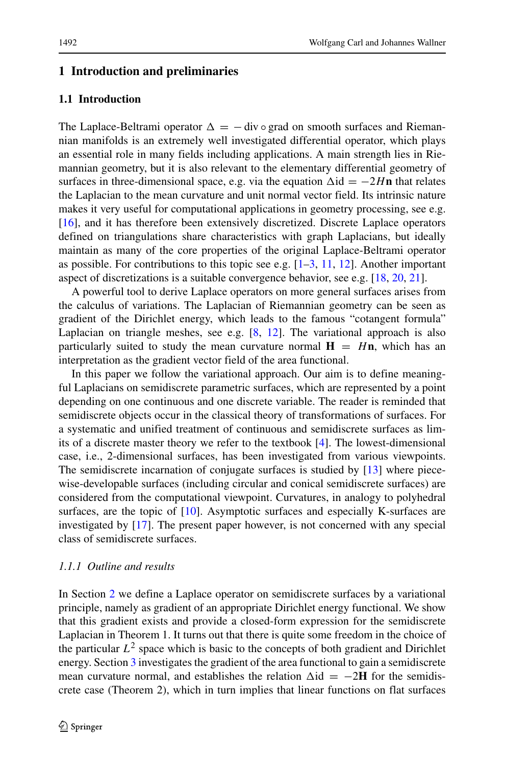## 1 Introduction and preliminaries

### 1.1 Introduction

The Laplace-Beltrami operator $\Delta = -\operatorname{div} \circ \operatorname{grad}$ on smooth surfaces and Riemannian manifolds is an extremely well investigated differential operator, which plays an essential role in many fields including applications. A main strength lies in Riemannian geometry, but it is also relevant to the elementary differential geometry of surfaces in three-dimensional space, e.g. via the equation $\Delta \mathrm{id} = -2H\mathbf{n}$ that relates the Laplacian to the mean curvature and unit normal vector field. Its intrinsic nature makes it very useful for computational applications in geometry processing, see e.g. [16], and it has therefore been extensively discretized. Discrete Laplace operators defined on triangulations share characteristics with graph Laplacians, but ideally maintain as many of the core properties of the original Laplace-Beltrami operator as possible. For contributions to this topic see e.g. [1–3, 11, 12]. Another important aspect of discretizations is a suitable convergence behavior, see e.g. [18, 20, 21].

A powerful tool to derive Laplace operators on more general surfaces arises from the calculus of variations. The Laplacian of Riemannian geometry can be seen as gradient of the Dirichlet energy, which leads to the famous "cotangent formula" Laplacian on triangle meshes, see e.g. [8, 12]. The variational approach is also particularly suited to study the mean curvature normal $\mathbf{H} = H\mathbf{n}$, which has an interpretation as the gradient vector field of the area functional.

In this paper we follow the variational approach. Our aim is to define meaningful Laplacians on semidiscrete parametric surfaces, which are represented by a point depending on one continuous and one discrete variable. The reader is reminded that semidiscrete objects occur in the classical theory of transformations of surfaces. For a systematic and unified treatment of continuous and semidiscrete surfaces as limits of a discrete master theory we refer to the textbook [4]. The lowest-dimensional case, i.e., 2-dimensional surfaces, has been investigated from various viewpoints. The semidiscrete incarnation of conjugate surfaces is studied by [13] where piecewise-developable surfaces (including circular and conical semidiscrete surfaces) are considered from the computational viewpoint. Curvatures, in analogy to polyhedral surfaces, are the topic of [10]. Asymptotic surfaces and especially K-surfaces are investigated by [17]. The present paper however, is not concerned with any special class of semidiscrete surfaces.

#### *1.1.1 Outline and results*

In Section 2 we define a Laplace operator on semidiscrete surfaces by a variational principle, namely as gradient of an appropriate Dirichlet energy functional. We show that this gradient exists and provide a closed-form expression for the semidiscrete Laplacian in Theorem 1. It turns out that there is quite some freedom in the choice of the particular $L^2$ space which is basic to the concepts of both gradient and Dirichlet energy. Section 3 investigates the gradient of the area functional to gain a semidiscrete mean curvature normal, and establishes the relation $\Delta \mathrm{id} = -2\mathbf{H}$ for the semidiscrete case (Theorem 2), which in turn implies that linear functions on flat surfaces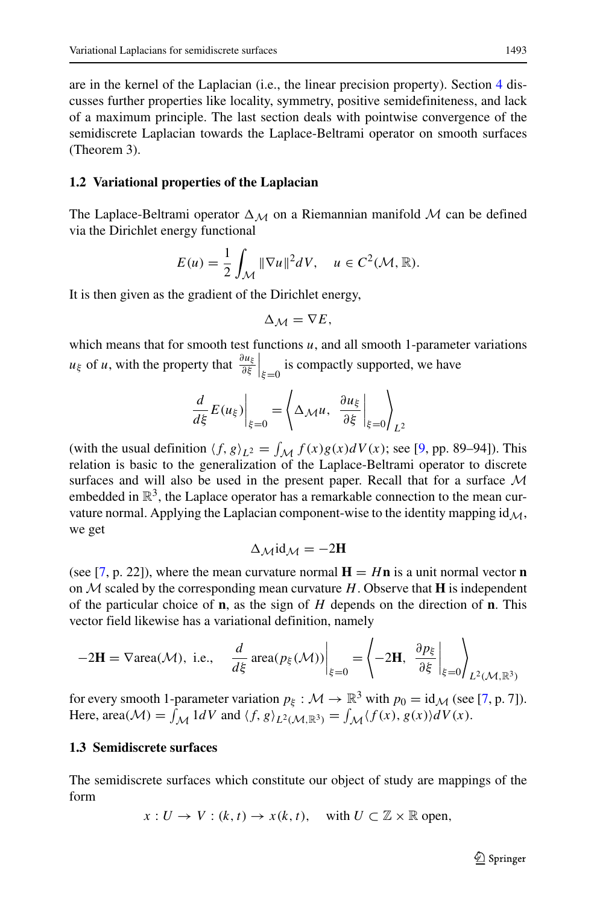are in the kernel of the Laplacian (i.e., the linear precision property). Section 4 discusses further properties like locality, symmetry, positive semidefiniteness, and lack of a maximum principle. The last section deals with pointwise convergence of the semidiscrete Laplacian towards the Laplace-Beltrami operator on smooth surfaces (Theorem 3).

### 1.2 Variational properties of the Laplacian

The Laplace-Beltrami operator $\Delta_{\mathcal{M}}$ on a Riemannian manifold $\mathcal{M}$ can be defined via the Dirichlet energy functional

$$E(u) = \frac{1}{2}\int_{\mathcal{M}} \|\nabla u\|^2 dV, \quad u \in C^2(\mathcal{M}, \mathbb{R}).$$

It is then given as the gradient of the Dirichlet energy,

$$\Delta_{\mathcal{M}} = \nabla E,$$

which means that for smooth test functions $u$, and all smooth 1-parameter variations $u_\xi$ of $u$, with the property that $\left.\frac{\partial u_\xi}{\partial \xi}\right|_{\xi=0}$ is compactly supported, we have

$$\left.\frac{d}{d\xi}E(u_\xi)\right|_{\xi=0} = \left\langle \Delta_{\mathcal{M}} u, \left.\frac{\partial u_\xi}{\partial \xi}\right|_{\xi=0} \right\rangle_{L^2}$$

(with the usual definition $\langle f, g\rangle_{L^2} = \int_{\mathcal{M}} f(x)g(x)dV(x)$; see [9, pp. 89–94]). This relation is basic to the generalization of the Laplace-Beltrami operator to discrete surfaces and will also be used in the present paper. Recall that for a surface $\mathcal{M}$ embedded in $\mathbb{R}^3$, the Laplace operator has a remarkable connection to the mean curvature normal. Applying the Laplacian component-wise to the identity mapping $\mathrm{id}_{\mathcal{M}}$, we get

$$\Delta_{\mathcal{M}} \mathrm{id}_{\mathcal{M}} = -2\mathbf{H}$$

(see [7, p. 22]), where the mean curvature normal $\mathbf{H} = H\mathbf{n}$ is a unit normal vector $\mathbf{n}$ on $\mathcal{M}$ scaled by the corresponding mean curvature $H$. Observe that $\mathbf{H}$ is independent of the particular choice of $\mathbf{n}$, as the sign of $H$ depends on the direction of $\mathbf{n}$. This vector field likewise has a variational definition, namely

$$-2\mathbf{H} = \nabla \mathrm{area}(\mathcal{M}), \text{ i.e., } \quad \left.\frac{d}{d\xi}\mathrm{area}(p_\xi(\mathcal{M}))\right|_{\xi=0} = \left\langle -2\mathbf{H}, \left.\frac{\partial p_\xi}{\partial \xi}\right|_{\xi=0} \right\rangle_{L^2(\mathcal{M},\mathbb{R}^3)}$$

for every smooth 1-parameter variation $p_\xi : \mathcal{M} \to \mathbb{R}^3$ with $p_0 = \mathrm{id}_{\mathcal{M}}$ (see [7, p. 7]). Here, $\mathrm{area}(\mathcal{M}) = \int_{\mathcal{M}} 1 dV$ and $\langle f, g\rangle_{L^2(\mathcal{M},\mathbb{R}^3)} = \int_{\mathcal{M}} \langle f(x), g(x)\rangle dV(x)$.

### 1.3 Semidiscrete surfaces

The semidiscrete surfaces which constitute our object of study are mappings of the form

$$x : U \to V : (k, t) \to x(k, t), \quad \text{with } U \subset \mathbb{Z} \times \mathbb{R} \text{ open},$$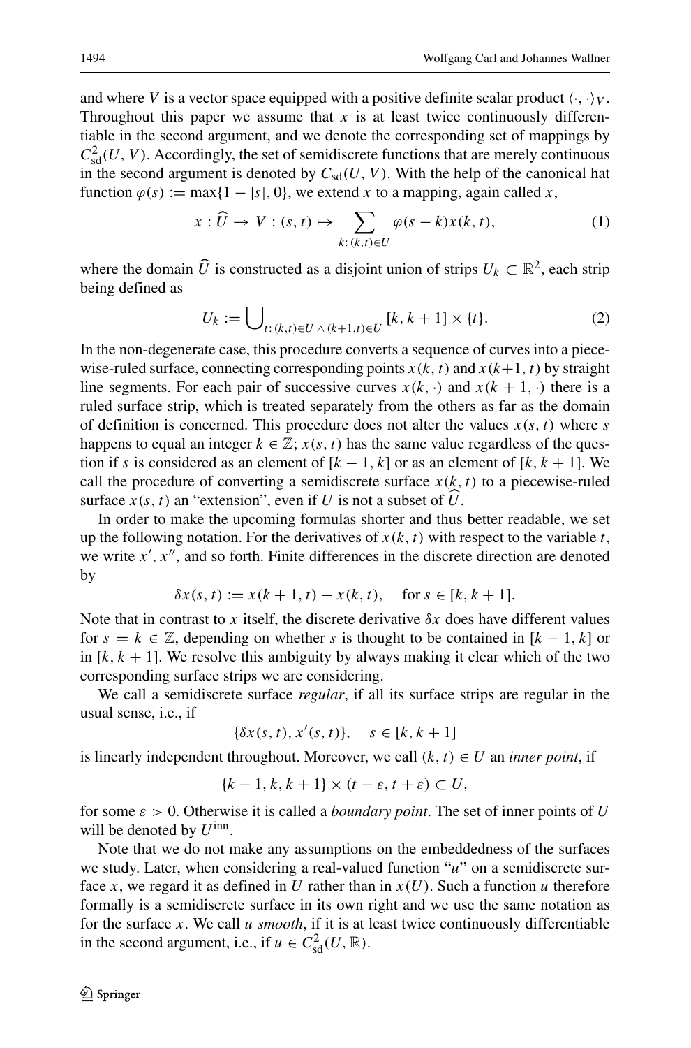and where $V$ is a vector space equipped with a positive definite scalar product $\langle \cdot, \cdot \rangle_V$. Throughout this paper we assume that $x$ is at least twice continuously differentiable in the second argument, and we denote the corresponding set of mappings by $C^2_{\mathrm{sd}}(U, V)$. Accordingly, the set of semidiscrete functions that are merely continuous in the second argument is denoted by $C_{\mathrm{sd}}(U, V)$. With the help of the canonical hat function $\varphi(s) := \max\{1 - |s|, 0\}$, we extend $x$ to a mapping, again called $x$,

$$x : \widehat{U} \to V : (s, t) \mapsto \sum_{k:\,(k,t)\in U} \varphi(s - k)x(k, t), \tag{1}$$

where the domain $\widehat{U}$ is constructed as a disjoint union of strips $U_k \subset \mathbb{R}^2$, each strip being defined as

$$U_k := \bigcup\nolimits_{t:\,(k,t)\in U \,\wedge\, (k+1,t)\in U} [k, k + 1] \times \{t\}. \tag{2}$$

In the non-degenerate case, this procedure converts a sequence of curves into a piecewise-ruled surface, connecting corresponding points $x(k, t)$ and $x(k+1, t)$ by straight line segments. For each pair of successive curves $x(k, \cdot)$ and $x(k + 1, \cdot)$ there is a ruled surface strip, which is treated separately from the others as far as the domain of definition is concerned. This procedure does not alter the values $x(s, t)$ where $s$ happens to equal an integer $k \in \mathbb{Z}$; $x(s, t)$ has the same value regardless of the question if $s$ is considered as an element of $[k - 1, k]$ or as an element of $[k, k + 1]$. We call the procedure of converting a semidiscrete surface $x(k, t)$ to a piecewise-ruled surface $x(s, t)$ an "extension", even if $U$ is not a subset of $\widehat{U}$.

In order to make the upcoming formulas shorter and thus better readable, we set up the following notation. For the derivatives of $x(k, t)$ with respect to the variable $t$, we write $x'$, $x''$, and so forth. Finite differences in the discrete direction are denoted by

$$\delta x(s, t) := x(k + 1, t) - x(k, t), \quad \text{for } s \in [k, k + 1].$$

Note that in contrast to $x$ itself, the discrete derivative $\delta x$ does have different values for $s = k \in \mathbb{Z}$, depending on whether $s$ is thought to be contained in $[k - 1, k]$ or in $[k, k + 1]$. We resolve this ambiguity by always making it clear which of the two corresponding surface strips we are considering.

We call a semidiscrete surface *regular*, if all its surface strips are regular in the usual sense, i.e., if

$$\{\delta x(s, t), x'(s, t)\}, \quad s \in [k, k + 1]$$

is linearly independent throughout. Moreover, we call $(k, t) \in U$ an *inner point*, if

$$\{k - 1, k, k + 1\} \times (t - \varepsilon, t + \varepsilon) \subset U,$$

for some $\varepsilon > 0$. Otherwise it is called a *boundary point*. The set of inner points of $U$ will be denoted by $U^{\mathrm{inn}}$.

Note that we do not make any assumptions on the embeddedness of the surfaces we study. Later, when considering a real-valued function "$u$" on a semidiscrete surface $x$, we regard it as defined in $U$ rather than in $x(U)$. Such a function $u$ therefore formally is a semidiscrete surface in its own right and we use the same notation as for the surface $x$. We call $u$ *smooth*, if it is at least twice continuously differentiable in the second argument, i.e., if $u \in C^2_{\mathrm{sd}}(U, \mathbb{R})$.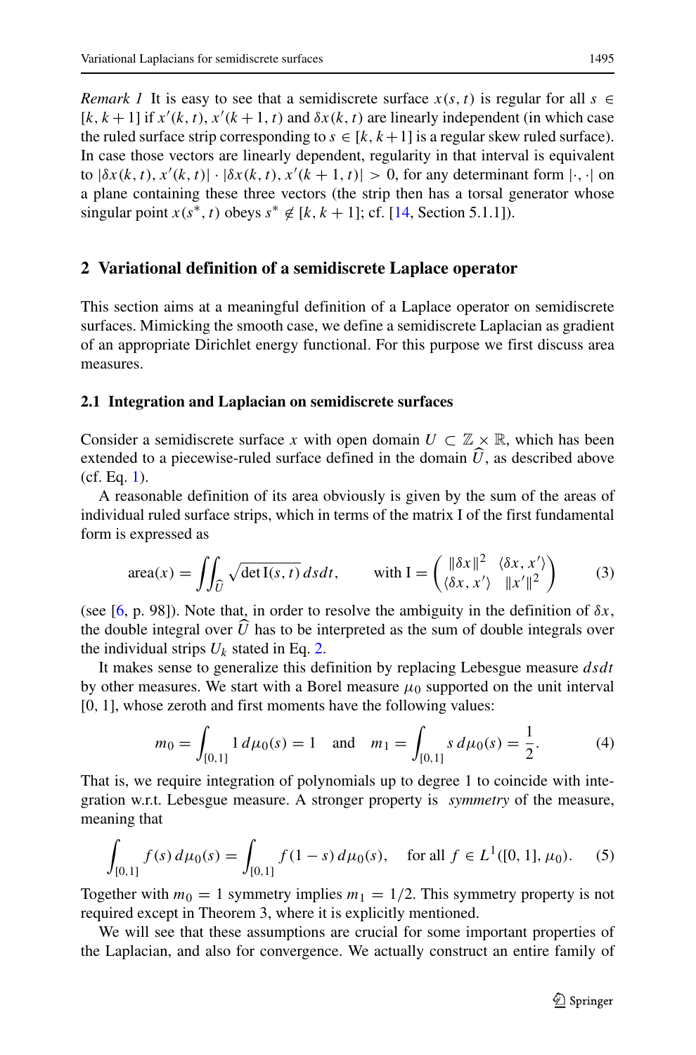*Remark 1* It is easy to see that a semidiscrete surface $x(s,t)$ is regular for all $s \in [k, k+1]$ if $x'(k,t)$, $x'(k+1,t)$ and $\delta x(k,t)$ are linearly independent (in which case the ruled surface strip corresponding to $s \in [k, k+1]$ is a regular skew ruled surface). In case those vectors are linearly dependent, regularity in that interval is equivalent to $|\delta x(k,t), x'(k,t)| \cdot |\delta x(k,t), x'(k+1,t)| > 0$, for any determinant form $|\cdot,\cdot|$ on a plane containing these three vectors (the strip then has a torsal generator whose singular point $x(s^*, t)$ obeys $s^* \notin [k, k+1]$; cf. [14, Section 5.1.1]).

## 2 Variational definition of a semidiscrete Laplace operator

This section aims at a meaningful definition of a Laplace operator on semidiscrete surfaces. Mimicking the smooth case, we define a semidiscrete Laplacian as gradient of an appropriate Dirichlet energy functional. For this purpose we first discuss area measures.

### 2.1 Integration and Laplacian on semidiscrete surfaces

Consider a semidiscrete surface $x$ with open domain $U \subset \mathbb{Z} \times \mathbb{R}$, which has been extended to a piecewise-ruled surface defined in the domain $\widehat{U}$, as described above (cf. Eq. 1).

A reasonable definition of its area obviously is given by the sum of the areas of individual ruled surface strips, which in terms of the matrix I of the first fundamental form is expressed as

$$\text{area}(x) = \iint_{\widehat{U}} \sqrt{\det \mathrm{I}(s,t)}\, ds dt, \qquad \text{with } \mathrm{I} = \begin{pmatrix} \|\delta x\|^2 & \langle \delta x, x' \rangle \\ \langle \delta x, x' \rangle & \|x'\|^2 \end{pmatrix} \tag{3}$$

(see [6, p. 98]). Note that, in order to resolve the ambiguity in the definition of $\delta x$, the double integral over $\widehat{U}$ has to be interpreted as the sum of double integrals over the individual strips $U_k$ stated in Eq. 2.

It makes sense to generalize this definition by replacing Lebesgue measure $ds dt$ by other measures. We start with a Borel measure $\mu_0$ supported on the unit interval $[0, 1]$, whose zeroth and first moments have the following values:

$$m_0 = \int_{[0,1]} 1\, d\mu_0(s) = 1 \quad \text{and} \quad m_1 = \int_{[0,1]} s\, d\mu_0(s) = \frac{1}{2}. \tag{4}$$

That is, we require integration of polynomials up to degree 1 to coincide with integration w.r.t. Lebesgue measure. A stronger property is *symmetry* of the measure, meaning that

$$\int_{[0,1]} f(s)\, d\mu_0(s) = \int_{[0,1]} f(1-s)\, d\mu_0(s), \quad \text{for all } f \in L^1([0,1], \mu_0). \tag{5}$$

Together with $m_0 = 1$ symmetry implies $m_1 = 1/2$. This symmetry property is not required except in Theorem 3, where it is explicitly mentioned.

We will see that these assumptions are crucial for some important properties of the Laplacian, and also for convergence. We actually construct an entire family of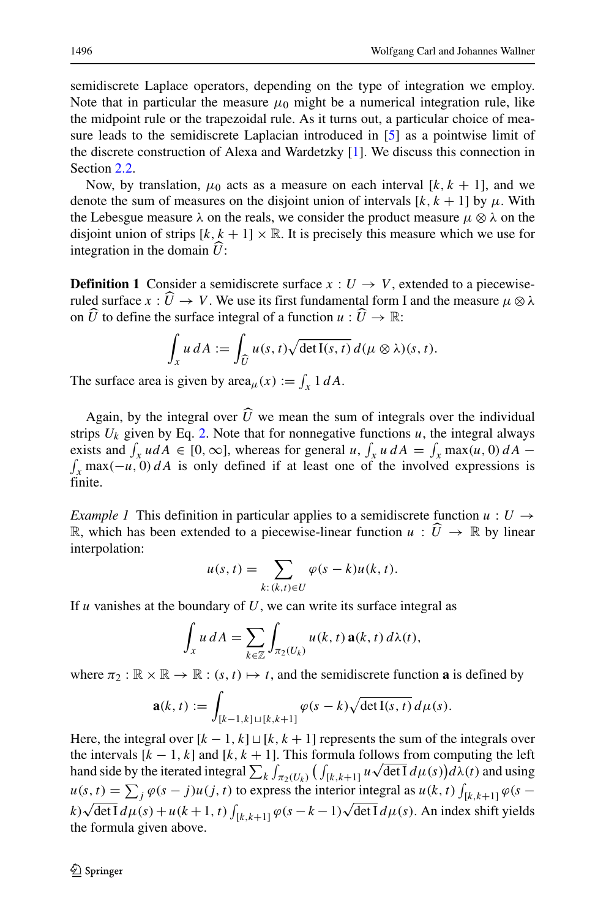semidiscrete Laplace operators, depending on the type of integration we employ. Note that in particular the measure $\mu_0$ might be a numerical integration rule, like the midpoint rule or the trapezoidal rule. As it turns out, a particular choice of measure leads to the semidiscrete Laplacian introduced in [5] as a pointwise limit of the discrete construction of Alexa and Wardetzky [1]. We discuss this connection in Section 2.2.

Now, by translation, $\mu_0$ acts as a measure on each interval $[k, k+1]$, and we denote the sum of measures on the disjoint union of intervals $[k, k+1]$ by $\mu$. With the Lebesgue measure $\lambda$ on the reals, we consider the product measure $\mu \otimes \lambda$ on the disjoint union of strips $[k, k+1] \times \mathbb{R}$. It is precisely this measure which we use for integration in the domain $\widehat{U}$:

**Definition 1** Consider a semidiscrete surface $x : U \to V$, extended to a piecewise-ruled surface $x : \widehat{U} \to V$. We use its first fundamental form I and the measure $\mu \otimes \lambda$ on $\widehat{U}$ to define the surface integral of a function $u : \widehat{U} \to \mathbb{R}$:

$$\int_x u \, dA := \int_{\widehat{U}} u(s,t) \sqrt{\det \mathrm{I}(s,t)} \, d(\mu \otimes \lambda)(s,t).$$

The surface area is given by $\operatorname{area}_\mu(x) := \int_x 1 \, dA$.

Again, by the integral over $\widehat{U}$ we mean the sum of integrals over the individual strips $U_k$ given by Eq. 2. Note that for nonnegative functions $u$, the integral always exists and $\int_x u dA \in [0, \infty]$, whereas for general $u$, $\int_x u \, dA = \int_x \max(u, 0) \, dA - \int_x \max(-u, 0) \, dA$ is only defined if at least one of the involved expressions is finite.

*Example 1* This definition in particular applies to a semidiscrete function $u : U \to \mathbb{R}$, which has been extended to a piecewise-linear function $u : \widehat{U} \to \mathbb{R}$ by linear interpolation:

$$u(s,t) = \sum_{k:\,(k,t)\in U} \varphi(s-k) u(k,t).$$

If $u$ vanishes at the boundary of $U$, we can write its surface integral as

$$\int_x u \, dA = \sum_{k \in \mathbb{Z}} \int_{\pi_2(U_k)} u(k,t) \, \mathbf{a}(k,t) \, d\lambda(t),$$

where $\pi_2 : \mathbb{R} \times \mathbb{R} \to \mathbb{R} : (s,t) \mapsto t$, and the semidiscrete function $\mathbf{a}$ is defined by

$$\mathbf{a}(k,t) := \int_{[k-1,k] \sqcup [k,k+1]} \varphi(s-k) \sqrt{\det \mathrm{I}(s,t)} \, d\mu(s).$$

Here, the integral over $[k-1,k] \sqcup [k,k+1]$ represents the sum of the integrals over the intervals $[k-1,k]$ and $[k,k+1]$. This formula follows from computing the left hand side by the iterated integral $\sum_k \int_{\pi_2(U_k)} \left( \int_{[k,k+1]} u \sqrt{\det \mathrm{I}} \, d\mu(s) \right) d\lambda(t)$ and using $u(s,t) = \sum_j \varphi(s-j) u(j,t)$ to express the interior integral as $u(k,t) \int_{[k,k+1]} \varphi(s-k) \sqrt{\det \mathrm{I}} \, d\mu(s) + u(k+1,t) \int_{[k,k+1]} \varphi(s-k-1) \sqrt{\det \mathrm{I}} \, d\mu(s)$. An index shift yields the formula given above.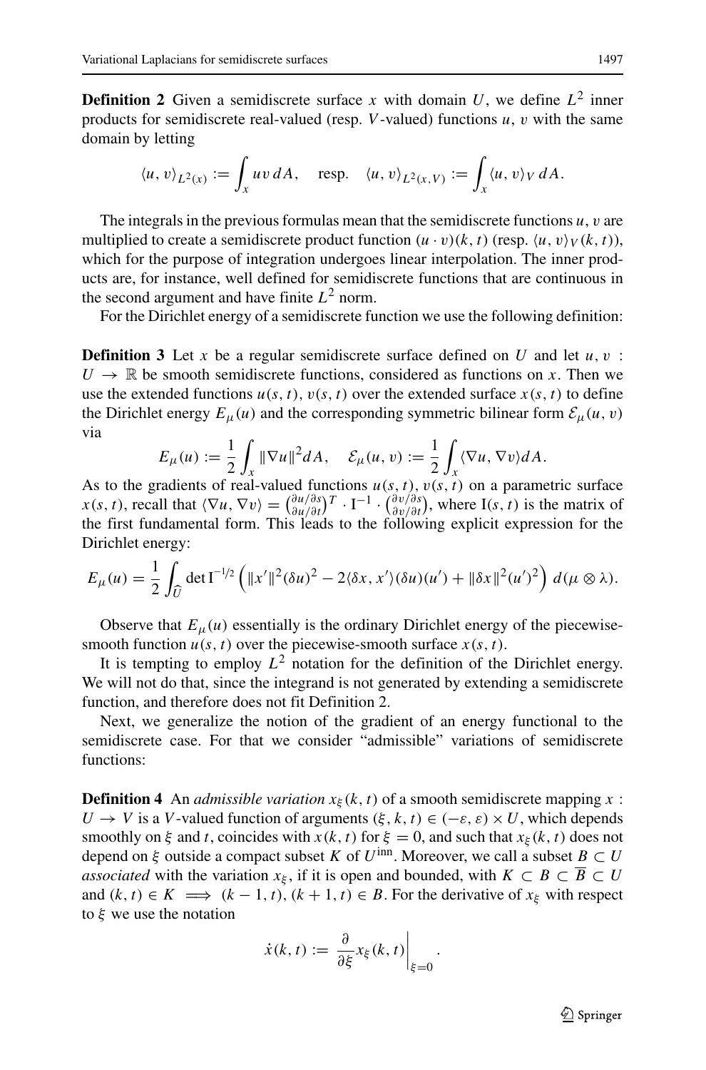**Definition 2** Given a semidiscrete surface $x$ with domain $U$, we define $L^2$ inner products for semidiscrete real-valued (resp. $V$-valued) functions $u$, $v$ with the same domain by letting

$$\langle u, v\rangle_{L^2(x)} := \int_x uv\, dA, \quad \text{resp.} \quad \langle u, v\rangle_{L^2(x,V)} := \int_x \langle u, v\rangle_V\, dA.$$

The integrals in the previous formulas mean that the semidiscrete functions $u$, $v$ are multiplied to create a semidiscrete product function $(u \cdot v)(k, t)$ (resp. $\langle u, v\rangle_V(k, t)$), which for the purpose of integration undergoes linear interpolation. The inner products are, for instance, well defined for semidiscrete functions that are continuous in the second argument and have finite $L^2$ norm.

For the Dirichlet energy of a semidiscrete function we use the following definition:

**Definition 3** Let $x$ be a regular semidiscrete surface defined on $U$ and let $u, v : U \to \mathbb{R}$ be smooth semidiscrete functions, considered as functions on $x$. Then we use the extended functions $u(s, t)$, $v(s, t)$ over the extended surface $x(s, t)$ to define the Dirichlet energy $E_\mu(u)$ and the corresponding symmetric bilinear form $\mathcal{E}_\mu(u, v)$ via

$$E_\mu(u) := \frac{1}{2}\int_x \|\nabla u\|^2 dA, \quad \mathcal{E}_\mu(u, v) := \frac{1}{2}\int_x \langle \nabla u, \nabla v\rangle dA.$$

As to the gradients of real-valued functions $u(s, t)$, $v(s, t)$ on a parametric surface $x(s, t)$, recall that $\langle \nabla u, \nabla v\rangle = \binom{\partial u/\partial s}{\partial u/\partial t}^T \cdot \mathrm{I}^{-1} \cdot \binom{\partial v/\partial s}{\partial v/\partial t}$, where $\mathrm{I}(s, t)$ is the matrix of the first fundamental form. This leads to the following explicit expression for the Dirichlet energy:

$$E_\mu(u) = \frac{1}{2}\int_{\widehat{U}} \det \mathrm{I}^{-1/2} \left(\|x'\|^2(\delta u)^2 - 2\langle \delta x, x'\rangle(\delta u)(u') + \|\delta x\|^2(u')^2\right) d(\mu \otimes \lambda).$$

Observe that $E_\mu(u)$ essentially is the ordinary Dirichlet energy of the piecewise-smooth function $u(s, t)$ over the piecewise-smooth surface $x(s, t)$.

It is tempting to employ $L^2$ notation for the definition of the Dirichlet energy. We will not do that, since the integrand is not generated by extending a semidiscrete function, and therefore does not fit Definition 2.

Next, we generalize the notion of the gradient of an energy functional to the semidiscrete case. For that we consider "admissible" variations of semidiscrete functions:

**Definition 4** An *admissible variation* $x_\xi(k, t)$ of a smooth semidiscrete mapping $x : U \to V$ is a $V$-valued function of arguments $(\xi, k, t) \in (-\varepsilon, \varepsilon) \times U$, which depends smoothly on $\xi$ and $t$, coincides with $x(k, t)$ for $\xi = 0$, and such that $x_\xi(k, t)$ does not depend on $\xi$ outside a compact subset $K$ of $U^{\mathrm{inn}}$. Moreover, we call a subset $B \subset U$ *associated* with the variation $x_\xi$, if it is open and bounded, with $K \subset B \subset \overline{B} \subset U$ and $(k, t) \in K \implies (k-1, t), (k+1, t) \in B$. For the derivative of $x_\xi$ with respect to $\xi$ we use the notation

$$\dot{x}(k, t) := \left.\frac{\partial}{\partial \xi} x_\xi(k, t)\right|_{\xi=0}.$$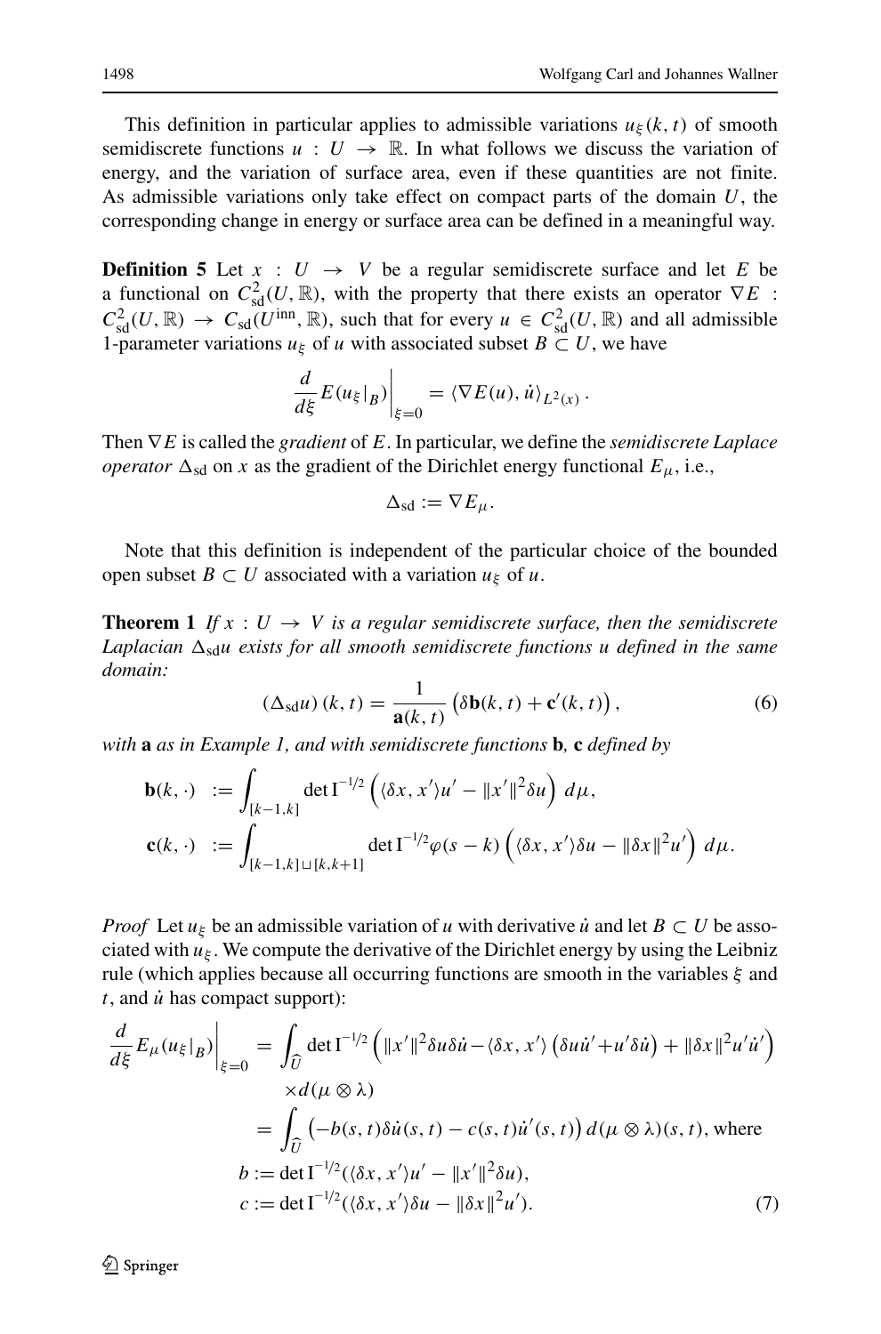This definition in particular applies to admissible variations $u_\xi(k,t)$ of smooth semidiscrete functions $u : U \to \mathbb{R}$. In what follows we discuss the variation of energy, and the variation of surface area, even if these quantities are not finite. As admissible variations only take effect on compact parts of the domain $U$, the corresponding change in energy or surface area can be defined in a meaningful way.

**Definition 5** Let $x : U \to V$ be a regular semidiscrete surface and let $E$ be a functional on $C^2_{\mathrm{sd}}(U, \mathbb{R})$, with the property that there exists an operator $\nabla E : C^2_{\mathrm{sd}}(U, \mathbb{R}) \to C_{\mathrm{sd}}(U^{\mathrm{inn}}, \mathbb{R})$, such that for every $u \in C^2_{\mathrm{sd}}(U, \mathbb{R})$ and all admissible 1-parameter variations $u_\xi$ of $u$ with associated subset $B \subset U$, we have

$$\frac{d}{d\xi} E(u_\xi|_B)\bigg|_{\xi=0} = \langle \nabla E(u), \dot{u} \rangle_{L^2(x)}.$$

Then $\nabla E$ is called the *gradient* of $E$. In particular, we define the *semidiscrete Laplace operator* $\Delta_{\mathrm{sd}}$ on $x$ as the gradient of the Dirichlet energy functional $E_\mu$, i.e.,

$$\Delta_{\mathrm{sd}} := \nabla E_\mu.$$

Note that this definition is independent of the particular choice of the bounded open subset $B \subset U$ associated with a variation $u_\xi$ of $u$.

**Theorem 1** *If $x : U \to V$ is a regular semidiscrete surface, then the semidiscrete Laplacian $\Delta_{\mathrm{sd}} u$ exists for all smooth semidiscrete functions $u$ defined in the same domain:*

$$(\Delta_{\mathrm{sd}} u)(k,t) = \frac{1}{\mathbf{a}(k,t)} \left( \delta \mathbf{b}(k,t) + \mathbf{c}'(k,t) \right), \tag{6}$$

*with* $\mathbf{a}$ *as in Example 1, and with semidiscrete functions* $\mathbf{b}$*,* $\mathbf{c}$ *defined by*

$$\begin{aligned}
\mathbf{b}(k,\cdot) &:= \int_{[k-1,k]} \det \mathrm{I}^{-1/2} \left( \langle \delta x, x' \rangle u' - \|x'\|^2 \delta u \right) d\mu, \\
\mathbf{c}(k,\cdot) &:= \int_{[k-1,k] \sqcup [k,k+1]} \det \mathrm{I}^{-1/2} \varphi(s-k) \left( \langle \delta x, x' \rangle \delta u - \|\delta x\|^2 u' \right) d\mu.
\end{aligned}$$

*Proof* Let $u_\xi$ be an admissible variation of $u$ with derivative $\dot{u}$ and let $B \subset U$ be associated with $u_\xi$. We compute the derivative of the Dirichlet energy by using the Leibniz rule (which applies because all occurring functions are smooth in the variables $\xi$ and $t$, and $\dot{u}$ has compact support):

$$\begin{aligned}
\frac{d}{d\xi} E_\mu(u_\xi|_B)\bigg|_{\xi=0} &= \int_{\widehat{U}} \det \mathrm{I}^{-1/2} \left( \|x'\|^2 \delta u \delta \dot{u} - \langle \delta x, x' \rangle \left( \delta u \dot{u}' + u' \delta \dot{u} \right) + \|\delta x\|^2 u' \dot{u}' \right) \\
&\quad \times d(\mu \otimes \lambda) \\
&= \int_{\widehat{U}} \left( -b(s,t) \delta \dot{u}(s,t) - c(s,t) \dot{u}'(s,t) \right) d(\mu \otimes \lambda)(s,t), \text{ where} \\
b &:= \det \mathrm{I}^{-1/2} (\langle \delta x, x' \rangle u' - \|x'\|^2 \delta u), \\
c &:= \det \mathrm{I}^{-1/2} (\langle \delta x, x' \rangle \delta u - \|\delta x\|^2 u').
\end{aligned} \tag{7}$$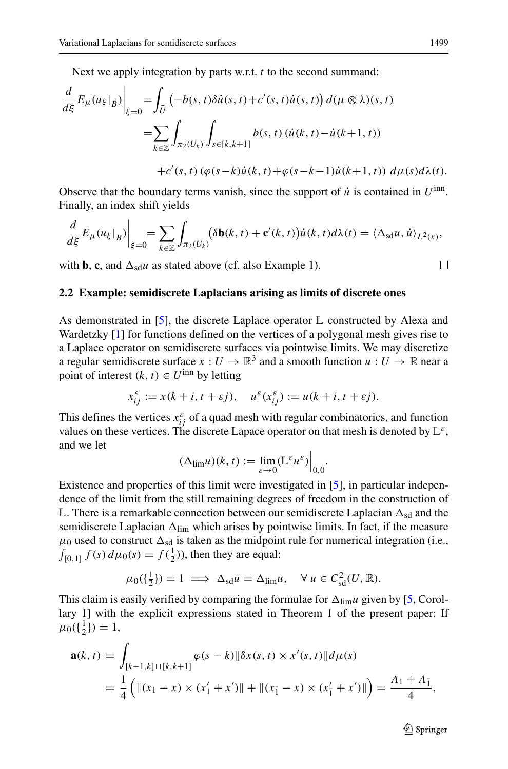Next we apply integration by parts w.r.t. $t$ to the second summand:

$$
\begin{aligned}
\frac{d}{d\xi}E_\mu(u_\xi|_B)\bigg|_{\xi=0} &= \int_{\widehat{U}} \left(-b(s,t)\delta\dot{u}(s,t) + c'(s,t)\dot{u}(s,t)\right) d(\mu\otimes\lambda)(s,t) \\
&= \sum_{k\in\mathbb{Z}} \int_{\pi_2(U_k)} \int_{s\in[k,k+1]} b(s,t)\,(\dot{u}(k,t) - \dot{u}(k+1,t)) \\
&\quad + c'(s,t)\,(\varphi(s-k)\dot{u}(k,t) + \varphi(s-k-1)\dot{u}(k+1,t))\; d\mu(s)d\lambda(t).
\end{aligned}
$$

Observe that the boundary terms vanish, since the support of $\dot{u}$ is contained in $U^{\text{inn}}$. Finally, an index shift yields

$$
\frac{d}{d\xi}E_\mu(u_\xi|_B)\bigg|_{\xi=0} = \sum_{k\in\mathbb{Z}} \int_{\pi_2(U_k)} \big(\delta\mathbf{b}(k,t) + \mathbf{c}'(k,t)\big)\dot{u}(k,t)d\lambda(t) = \langle \Delta_{\text{sd}}u, \dot{u}\rangle_{L^2(x)},
$$

with $\mathbf{b}$, $\mathbf{c}$, and $\Delta_{\text{sd}}u$ as stated above (cf. also Example 1). □

### 2.2 Example: semidiscrete Laplacians arising as limits of discrete ones

As demonstrated in [5], the discrete Laplace operator $\mathbb{L}$ constructed by Alexa and Wardetzky [1] for functions defined on the vertices of a polygonal mesh gives rise to a Laplace operator on semidiscrete surfaces via pointwise limits. We may discretize a regular semidiscrete surface $x : U \to \mathbb{R}^3$ and a smooth function $u : U \to \mathbb{R}$ near a point of interest $(k,t) \in U^{\text{inn}}$ by letting

$$
x_{ij}^{\varepsilon} := x(k+i, t+\varepsilon j), \quad u^{\varepsilon}(x_{ij}^{\varepsilon}) := u(k+i, t+\varepsilon j).
$$

This defines the vertices $x_{ij}^{\varepsilon}$ of a quad mesh with regular combinatorics, and function values on these vertices. The discrete Lapace operator on that mesh is denoted by $\mathbb{L}^{\varepsilon}$, and we let

$$
(\Delta_{\text{lim}}u)(k,t) := \lim_{\varepsilon\to 0} (\mathbb{L}^{\varepsilon}u^{\varepsilon})\Big|_{0,0}.
$$

Existence and properties of this limit were investigated in [5], in particular independence of the limit from the still remaining degrees of freedom in the construction of $\mathbb{L}$. There is a remarkable connection between our semidiscrete Laplacian $\Delta_{\text{sd}}$ and the semidiscrete Laplacian $\Delta_{\text{lim}}$ which arises by pointwise limits. In fact, if the measure $\mu_0$ used to construct $\Delta_{\text{sd}}$ is taken as the midpoint rule for numerical integration (i.e., $\int_{[0,1]} f(s)\, d\mu_0(s) = f(\frac{1}{2})$), then they are equal:

$$
\mu_0(\{\tfrac{1}{2}\}) = 1 \implies \Delta_{\text{sd}}u = \Delta_{\text{lim}}u, \quad \forall\, u \in C^2_{\text{sd}}(U,\mathbb{R}).
$$

This claim is easily verified by comparing the formulae for $\Delta_{\text{lim}}u$ given by [5, Corollary 1] with the explicit expressions stated in Theorem 1 of the present paper: If $\mu_0(\{\frac{1}{2}\}) = 1$,

$$
\begin{aligned}
\mathbf{a}(k,t) &= \int_{[k-1,k]\sqcup[k,k+1]} \varphi(s-k)\|\delta x(s,t) \times x'(s,t)\| d\mu(s) \\
&= \frac{1}{4}\Big(\|(x_1 - x)\times(x_1' + x')\| + \|(x_{\bar{1}} - x)\times(x_{\bar{1}}' + x')\|\Big) = \frac{A_1 + A_{\bar{1}}}{4},
\end{aligned}
$$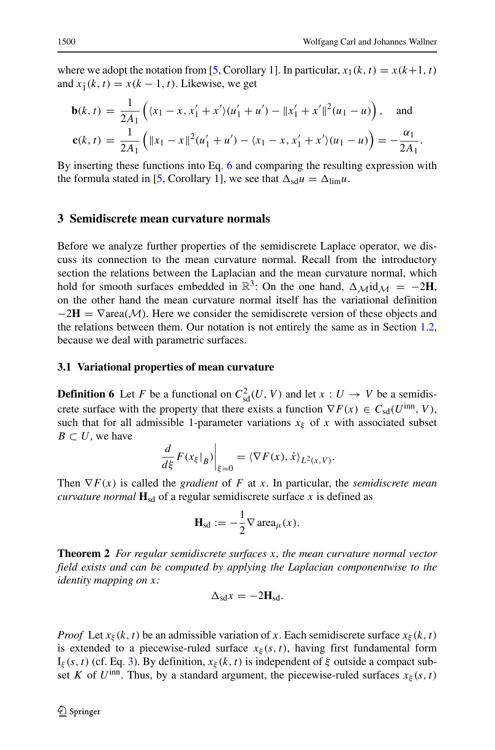where we adopt the notation from [5, Corollary 1]. In particular, $x_1(k,t) = x(k+1,t)$ and $x_{\bar{1}}(k,t) = x(k-1,t)$. Likewise, we get

$$\mathbf{b}(k,t) = \frac{1}{2A_1}\Big(\langle x_1 - x, x_1' + x'\rangle(u_1' + u') - \|x_1' + x'\|^2(u_1 - u)\Big), \quad \text{and}$$

$$\mathbf{c}(k,t) = \frac{1}{2A_1}\Big(\|x_1 - x\|^2(u_1' + u') - \langle x_1 - x, x_1' + x'\rangle(u_1 - u)\Big) = -\frac{\alpha_1}{2A_1}.$$

By inserting these functions into Eq. 6 and comparing the resulting expression with the formula stated in [5, Corollary 1], we see that $\Delta_{\text{sd}}u = \Delta_{\text{lim}}u$.

## 3 Semidiscrete mean curvature normals

Before we analyze further properties of the semidiscrete Laplace operator, we discuss its connection to the mean curvature normal. Recall from the introductory section the relations between the Laplacian and the mean curvature normal, which hold for smooth surfaces embedded in $\mathbb{R}^3$: On the one hand, $\Delta_{\mathcal{M}}\text{id}_{\mathcal{M}} = -2\mathbf{H}$, on the other hand the mean curvature normal itself has the variational definition $-2\mathbf{H} = \nabla\text{area}(\mathcal{M})$. Here we consider the semidiscrete version of these objects and the relations between them. Our notation is not entirely the same as in Section 1.2, because we deal with parametric surfaces.

### 3.1 Variational properties of mean curvature

**Definition 6** Let $F$ be a functional on $C^2_{\text{sd}}(U,V)$ and let $x : U \to V$ be a semidiscrete surface with the property that there exists a function $\nabla F(x) \in C_{\text{sd}}(U^{\text{inn}}, V)$, such that for all admissible 1-parameter variations $x_\xi$ of $x$ with associated subset $B \subset U$, we have

$$\frac{d}{d\xi}F(x_\xi|_B)\Big|_{\xi=0} = \langle \nabla F(x), \dot{x}\rangle_{L^2(x,V)}.$$

Then $\nabla F(x)$ is called the *gradient* of $F$ at $x$. In particular, the *semidiscrete mean curvature normal* $\mathbf{H}_{\text{sd}}$ of a regular semidiscrete surface $x$ is defined as

$$\mathbf{H}_{\text{sd}} := -\frac{1}{2}\nabla\,\text{area}_\mu(x).$$

**Theorem 2** *For regular semidiscrete surfaces $x$, the mean curvature normal vector field exists and can be computed by applying the Laplacian componentwise to the identity mapping on $x$:*

$$\Delta_{\text{sd}}x = -2\mathbf{H}_{\text{sd}}.$$

*Proof* Let $x_\xi(k,t)$ be an admissible variation of $x$. Each semidiscrete surface $x_\xi(k,t)$ is extended to a piecewise-ruled surface $x_\xi(s,t)$, having first fundamental form $\text{I}_\xi(s,t)$ (cf. Eq. 3). By definition, $x_\xi(k,t)$ is independent of $\xi$ outside a compact subset $K$ of $U^{\text{inn}}$. Thus, by a standard argument, the piecewise-ruled surfaces $x_\xi(s,t)$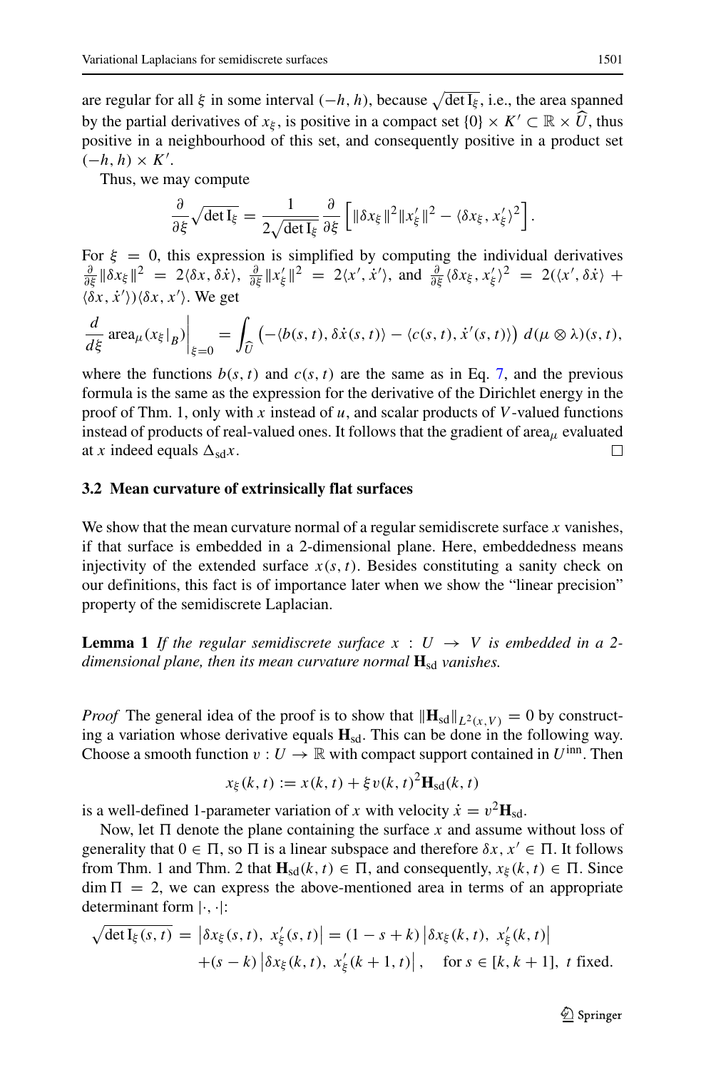are regular for all $\xi$ in some interval $(-h, h)$, because $\sqrt{\det \mathrm{I}_\xi}$, i.e., the area spanned by the partial derivatives of $x_\xi$, is positive in a compact set $\{0\} \times K' \subset \mathbb{R} \times \widehat{U}$, thus positive in a neighbourhood of this set, and consequently positive in a product set $(-h, h) \times K'$.

Thus, we may compute

$$\frac{\partial}{\partial \xi}\sqrt{\det \mathrm{I}_\xi} = \frac{1}{2\sqrt{\det \mathrm{I}_\xi}} \frac{\partial}{\partial \xi}\left[\|\delta x_\xi\|^2 \|x_\xi'\|^2 - \langle \delta x_\xi, x_\xi' \rangle^2\right].$$

For $\xi = 0$, this expression is simplified by computing the individual derivatives $\frac{\partial}{\partial \xi}\|\delta x_\xi\|^2 = 2\langle \delta x, \delta \dot{x}\rangle$, $\frac{\partial}{\partial \xi}\|x_\xi'\|^2 = 2\langle x', \dot{x}'\rangle$, and $\frac{\partial}{\partial \xi}\langle \delta x_\xi, x_\xi'\rangle^2 = 2(\langle x', \delta\dot{x}\rangle + \langle \delta x, \dot{x}'\rangle)\langle \delta x, x'\rangle$. We get

$$\left.\frac{d}{d\xi}\operatorname{area}_\mu(x_\xi|_B)\right|_{\xi=0} = \int_{\widehat{U}} \left(-\langle b(s,t), \delta\dot{x}(s,t)\rangle - \langle c(s,t), \dot{x}'(s,t)\rangle\right) d(\mu \otimes \lambda)(s,t),$$

where the functions $b(s,t)$ and $c(s,t)$ are the same as in Eq. 7, and the previous formula is the same as the expression for the derivative of the Dirichlet energy in the proof of Thm. 1, only with $x$ instead of $u$, and scalar products of $V$-valued functions instead of products of real-valued ones. It follows that the gradient of $\operatorname{area}_\mu$ evaluated at $x$ indeed equals $\Delta_{\mathrm{sd}} x$. □

### 3.2 Mean curvature of extrinsically flat surfaces

We show that the mean curvature normal of a regular semidiscrete surface $x$ vanishes, if that surface is embedded in a 2-dimensional plane. Here, embeddedness means injectivity of the extended surface $x(s,t)$. Besides constituting a sanity check on our definitions, this fact is of importance later when we show the "linear precision" property of the semidiscrete Laplacian.

**Lemma 1** *If the regular semidiscrete surface $x : U \to V$ is embedded in a 2-dimensional plane, then its mean curvature normal $\mathbf{H}_{\mathrm{sd}}$ vanishes.*

*Proof* The general idea of the proof is to show that $\|\mathbf{H}_{\mathrm{sd}}\|_{L^2(x,V)} = 0$ by constructing a variation whose derivative equals $\mathbf{H}_{\mathrm{sd}}$. This can be done in the following way. Choose a smooth function $v : U \to \mathbb{R}$ with compact support contained in $U^{\mathrm{inn}}$. Then

$$x_\xi(k,t) := x(k,t) + \xi v(k,t)^2 \mathbf{H}_{\mathrm{sd}}(k,t)$$

is a well-defined 1-parameter variation of $x$ with velocity $\dot{x} = v^2 \mathbf{H}_{\mathrm{sd}}$.

Now, let $\Pi$ denote the plane containing the surface $x$ and assume without loss of generality that $0 \in \Pi$, so $\Pi$ is a linear subspace and therefore $\delta x, x' \in \Pi$. It follows from Thm. 1 and Thm. 2 that $\mathbf{H}_{\mathrm{sd}}(k,t) \in \Pi$, and consequently, $x_\xi(k,t) \in \Pi$. Since $\dim \Pi = 2$, we can express the above-mentioned area in terms of an appropriate determinant form $|\cdot,\cdot|$:

$$\begin{aligned}\sqrt{\det \mathrm{I}_\xi(s,t)} &= \left|\delta x_\xi(s,t),\ x_\xi'(s,t)\right| = (1-s+k)\left|\delta x_\xi(k,t),\ x_\xi'(k,t)\right| \\ &\quad + (s-k)\left|\delta x_\xi(k,t),\ x_\xi'(k+1,t)\right|, \quad \text{for } s \in [k, k+1],\ t \text{ fixed.}\end{aligned}$$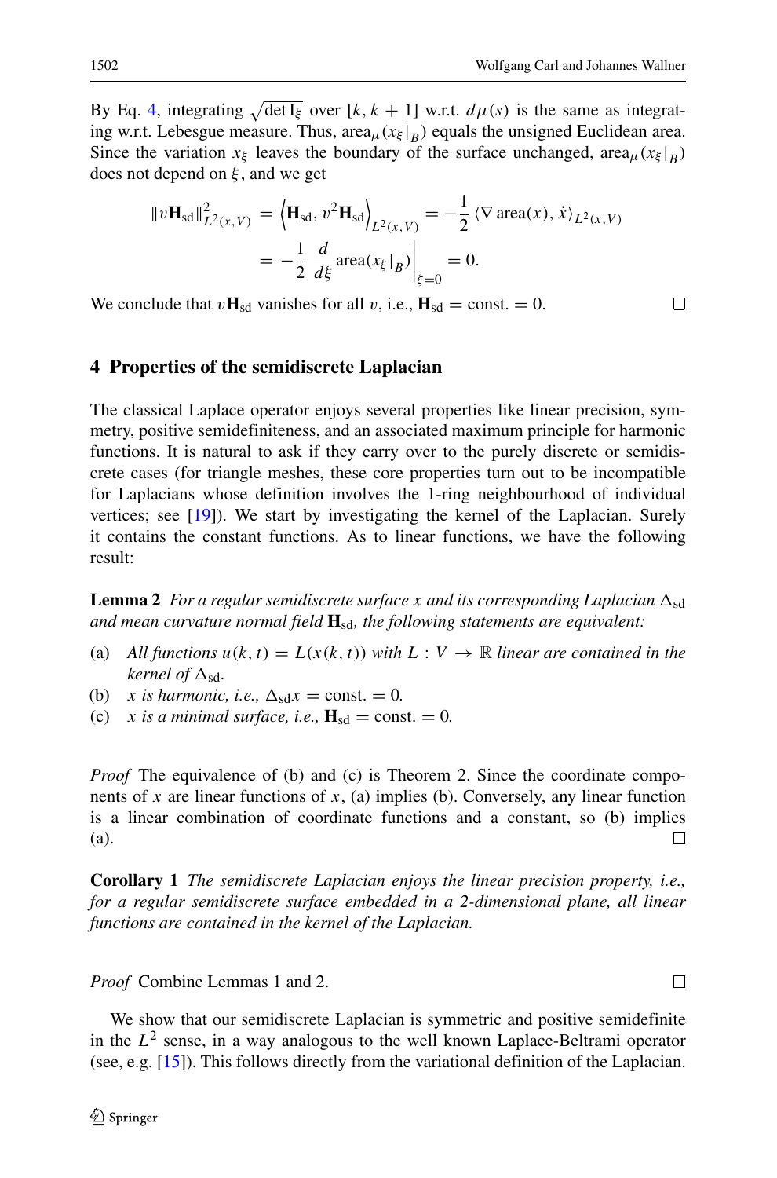By Eq. 4, integrating $\sqrt{\det \mathrm{I}_\xi}$ over $[k, k+1]$ w.r.t. $d\mu(s)$ is the same as integrating w.r.t. Lebesgue measure. Thus, $\mathrm{area}_\mu(x_\xi|_B)$ equals the unsigned Euclidean area. Since the variation $x_\xi$ leaves the boundary of the surface unchanged, $\mathrm{area}_\mu(x_\xi|_B)$ does not depend on $\xi$, and we get

$$\|v\mathbf{H}_{\mathrm{sd}}\|^2_{L^2(x,V)} = \left\langle \mathbf{H}_{\mathrm{sd}}, v^2\mathbf{H}_{\mathrm{sd}} \right\rangle_{L^2(x,V)} = -\frac{1}{2}\,\langle \nabla\,\mathrm{area}(x), \dot{x}\rangle_{L^2(x,V)}$$
$$= -\frac{1}{2}\,\frac{d}{d\xi}\mathrm{area}(x_\xi|_B)\bigg|_{\xi=0} = 0.$$

We conclude that $v\mathbf{H}_{\mathrm{sd}}$ vanishes for all $v$, i.e., $\mathbf{H}_{\mathrm{sd}} = \mathrm{const.} = 0$. □

## 4 Properties of the semidiscrete Laplacian

The classical Laplace operator enjoys several properties like linear precision, symmetry, positive semidefiniteness, and an associated maximum principle for harmonic functions. It is natural to ask if they carry over to the purely discrete or semidiscrete cases (for triangle meshes, these core properties turn out to be incompatible for Laplacians whose definition involves the 1-ring neighbourhood of individual vertices; see [19]). We start by investigating the kernel of the Laplacian. Surely it contains the constant functions. As to linear functions, we have the following result:

**Lemma 2** *For a regular semidiscrete surface $x$ and its corresponding Laplacian $\Delta_{\mathrm{sd}}$ and mean curvature normal field $\mathbf{H}_{\mathrm{sd}}$, the following statements are equivalent:*

(a) *All functions $u(k,t) = L(x(k,t))$ with $L: V \to \mathbb{R}$ linear are contained in the kernel of $\Delta_{\mathrm{sd}}$.*
(b) *$x$ is harmonic, i.e., $\Delta_{\mathrm{sd}} x = \mathrm{const.} = 0$.*
(c) *$x$ is a minimal surface, i.e., $\mathbf{H}_{\mathrm{sd}} = \mathrm{const.} = 0$.*

*Proof* The equivalence of (b) and (c) is Theorem 2. Since the coordinate components of $x$ are linear functions of $x$, (a) implies (b). Conversely, any linear function is a linear combination of coordinate functions and a constant, so (b) implies (a). □

**Corollary 1** *The semidiscrete Laplacian enjoys the linear precision property, i.e., for a regular semidiscrete surface embedded in a 2-dimensional plane, all linear functions are contained in the kernel of the Laplacian.*

*Proof* Combine Lemmas 1 and 2. □

We show that our semidiscrete Laplacian is symmetric and positive semidefinite in the $L^2$ sense, in a way analogous to the well known Laplace-Beltrami operator (see, e.g. [15]). This follows directly from the variational definition of the Laplacian.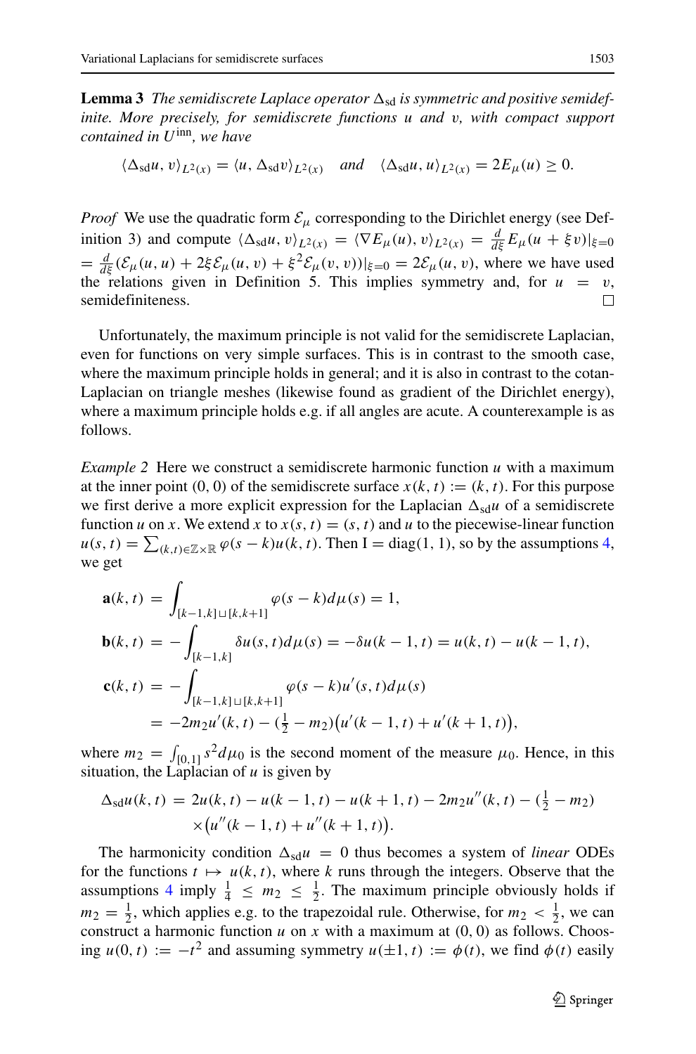**Lemma 3** *The semidiscrete Laplace operator $\Delta_{\mathrm{sd}}$ is symmetric and positive semidefinite. More precisely, for semidiscrete functions $u$ and $v$, with compact support contained in $U^{\mathrm{inn}}$, we have*

$$\langle \Delta_{\mathrm{sd}} u, v\rangle_{L^2(x)} = \langle u, \Delta_{\mathrm{sd}} v\rangle_{L^2(x)} \quad \textit{and} \quad \langle \Delta_{\mathrm{sd}} u, u\rangle_{L^2(x)} = 2E_\mu(u) \geq 0.$$

*Proof* We use the quadratic form $\mathcal{E}_\mu$ corresponding to the Dirichlet energy (see Definition 3) and compute $\langle \Delta_{\mathrm{sd}} u, v\rangle_{L^2(x)} = \langle \nabla E_\mu(u), v\rangle_{L^2(x)} = \frac{d}{d\xi} E_\mu(u + \xi v)|_{\xi=0} = \frac{d}{d\xi}(\mathcal{E}_\mu(u,u) + 2\xi\mathcal{E}_\mu(u,v) + \xi^2\mathcal{E}_\mu(v,v))|_{\xi=0} = 2\mathcal{E}_\mu(u,v)$, where we have used the relations given in Definition 5. This implies symmetry and, for $u = v$, semidefiniteness. □

Unfortunately, the maximum principle is not valid for the semidiscrete Laplacian, even for functions on very simple surfaces. This is in contrast to the smooth case, where the maximum principle holds in general; and it is also in contrast to the cotan-Laplacian on triangle meshes (likewise found as gradient of the Dirichlet energy), where a maximum principle holds e.g. if all angles are acute. A counterexample is as follows.

*Example 2* Here we construct a semidiscrete harmonic function $u$ with a maximum at the inner point $(0,0)$ of the semidiscrete surface $x(k,t) := (k,t)$. For this purpose we first derive a more explicit expression for the Laplacian $\Delta_{\mathrm{sd}} u$ of a semidiscrete function $u$ on $x$. We extend $x$ to $x(s,t) = (s,t)$ and $u$ to the piecewise-linear function $u(s,t) = \sum_{(k,t)\in\mathbb{Z}\times\mathbb{R}} \varphi(s-k)u(k,t)$. Then $\mathrm{I} = \mathrm{diag}(1,1)$, so by the assumptions 4, we get

$$\begin{aligned}
\mathbf{a}(k,t) &= \int_{[k-1,k]\sqcup[k,k+1]} \varphi(s-k)\,d\mu(s) = 1,\\
\mathbf{b}(k,t) &= -\int_{[k-1,k]} \delta u(s,t)\,d\mu(s) = -\delta u(k-1,t) = u(k,t) - u(k-1,t),\\
\mathbf{c}(k,t) &= -\int_{[k-1,k]\sqcup[k,k+1]} \varphi(s-k)u'(s,t)\,d\mu(s)\\
&= -2m_2 u'(k,t) - (\tfrac{1}{2} - m_2)\big(u'(k-1,t) + u'(k+1,t)\big),
\end{aligned}$$

where $m_2 = \int_{[0,1]} s^2 d\mu_0$ is the second moment of the measure $\mu_0$. Hence, in this situation, the Laplacian of $u$ is given by

$$\begin{aligned}
\Delta_{\mathrm{sd}} u(k,t) &= 2u(k,t) - u(k-1,t) - u(k+1,t) - 2m_2 u''(k,t) - (\tfrac{1}{2} - m_2)\\
&\quad \times \big(u''(k-1,t) + u''(k+1,t)\big).
\end{aligned}$$

The harmonicity condition $\Delta_{\mathrm{sd}} u = 0$ thus becomes a system of *linear* ODEs for the functions $t \mapsto u(k,t)$, where $k$ runs through the integers. Observe that the assumptions 4 imply $\frac{1}{4} \leq m_2 \leq \frac{1}{2}$. The maximum principle obviously holds if $m_2 = \frac{1}{2}$, which applies e.g. to the trapezoidal rule. Otherwise, for $m_2 < \frac{1}{2}$, we can construct a harmonic function $u$ on $x$ with a maximum at $(0,0)$ as follows. Choosing $u(0,t) := -t^2$ and assuming symmetry $u(\pm 1, t) := \phi(t)$, we find $\phi(t)$ easily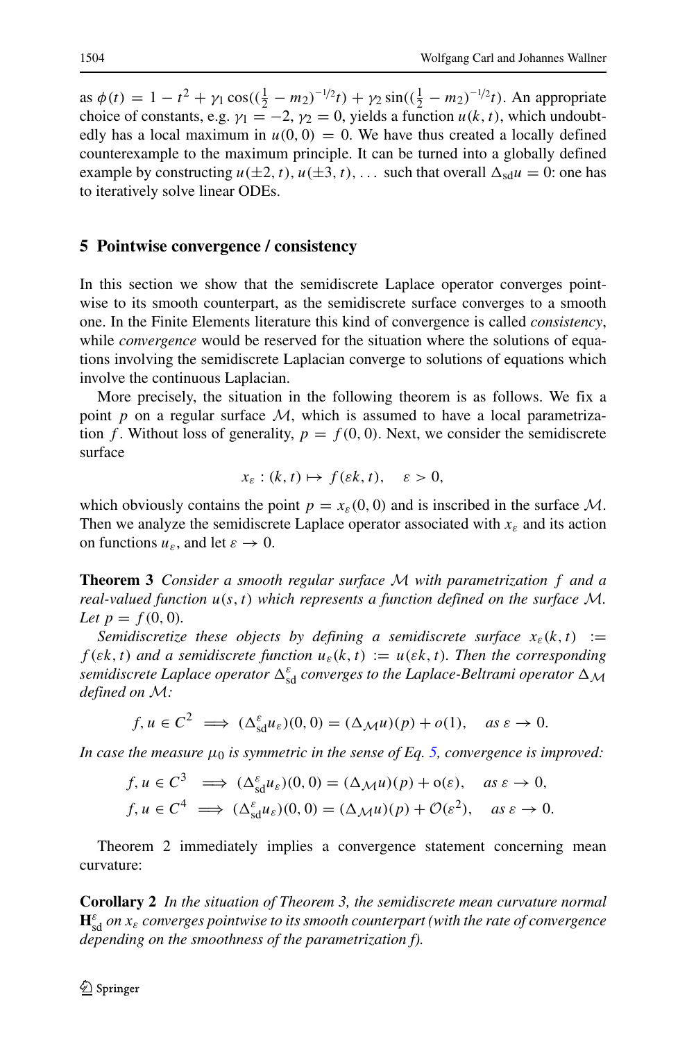as $\phi(t) = 1 - t^2 + \gamma_1 \cos((\frac{1}{2} - m_2)^{-1/2} t) + \gamma_2 \sin((\frac{1}{2} - m_2)^{-1/2} t)$. An appropriate choice of constants, e.g. $\gamma_1 = -2$, $\gamma_2 = 0$, yields a function $u(k, t)$, which undoubtedly has a local maximum in $u(0, 0) = 0$. We have thus created a locally defined counterexample to the maximum principle. It can be turned into a globally defined example by constructing $u(\pm 2, t), u(\pm 3, t), \ldots$ such that overall $\Delta_{\mathrm{sd}} u = 0$: one has to iteratively solve linear ODEs.

## 5 Pointwise convergence / consistency

In this section we show that the semidiscrete Laplace operator converges pointwise to its smooth counterpart, as the semidiscrete surface converges to a smooth one. In the Finite Elements literature this kind of convergence is called *consistency*, while *convergence* would be reserved for the situation where the solutions of equations involving the semidiscrete Laplacian converge to solutions of equations which involve the continuous Laplacian.

More precisely, the situation in the following theorem is as follows. We fix a point $p$ on a regular surface $\mathcal{M}$, which is assumed to have a local parametrization $f$. Without loss of generality, $p = f(0, 0)$. Next, we consider the semidiscrete surface

$$x_\varepsilon : (k, t) \mapsto f(\varepsilon k, t), \quad \varepsilon > 0,$$

which obviously contains the point $p = x_\varepsilon(0, 0)$ and is inscribed in the surface $\mathcal{M}$. Then we analyze the semidiscrete Laplace operator associated with $x_\varepsilon$ and its action on functions $u_\varepsilon$, and let $\varepsilon \to 0$.

**Theorem 3** *Consider a smooth regular surface $\mathcal{M}$ with parametrization $f$ and a real-valued function $u(s, t)$ which represents a function defined on the surface $\mathcal{M}$. Let $p = f(0, 0)$.*

*Semidiscretize these objects by defining a semidiscrete surface $x_\varepsilon(k, t) := f(\varepsilon k, t)$ and a semidiscrete function $u_\varepsilon(k, t) := u(\varepsilon k, t)$. Then the corresponding semidiscrete Laplace operator $\Delta^\varepsilon_{\mathrm{sd}}$ converges to the Laplace-Beltrami operator $\Delta_{\mathcal{M}}$ defined on $\mathcal{M}$:*

$$f, u \in C^2 \implies (\Delta^\varepsilon_{\mathrm{sd}} u_\varepsilon)(0, 0) = (\Delta_{\mathcal{M}} u)(p) + o(1), \quad \text{as } \varepsilon \to 0.$$

*In case the measure $\mu_0$ is symmetric in the sense of Eq. 5, convergence is improved:*

$$f, u \in C^3 \implies (\Delta^\varepsilon_{\mathrm{sd}} u_\varepsilon)(0, 0) = (\Delta_{\mathcal{M}} u)(p) + \mathrm{o}(\varepsilon), \quad \text{as } \varepsilon \to 0,$$
$$f, u \in C^4 \implies (\Delta^\varepsilon_{\mathrm{sd}} u_\varepsilon)(0, 0) = (\Delta_{\mathcal{M}} u)(p) + \mathcal{O}(\varepsilon^2), \quad \text{as } \varepsilon \to 0.$$

Theorem 2 immediately implies a convergence statement concerning mean curvature:

**Corollary 2** *In the situation of Theorem 3, the semidiscrete mean curvature normal $\mathbf{H}^\varepsilon_{\mathrm{sd}}$ on $x_\varepsilon$ converges pointwise to its smooth counterpart (with the rate of convergence depending on the smoothness of the parametrization $f$).*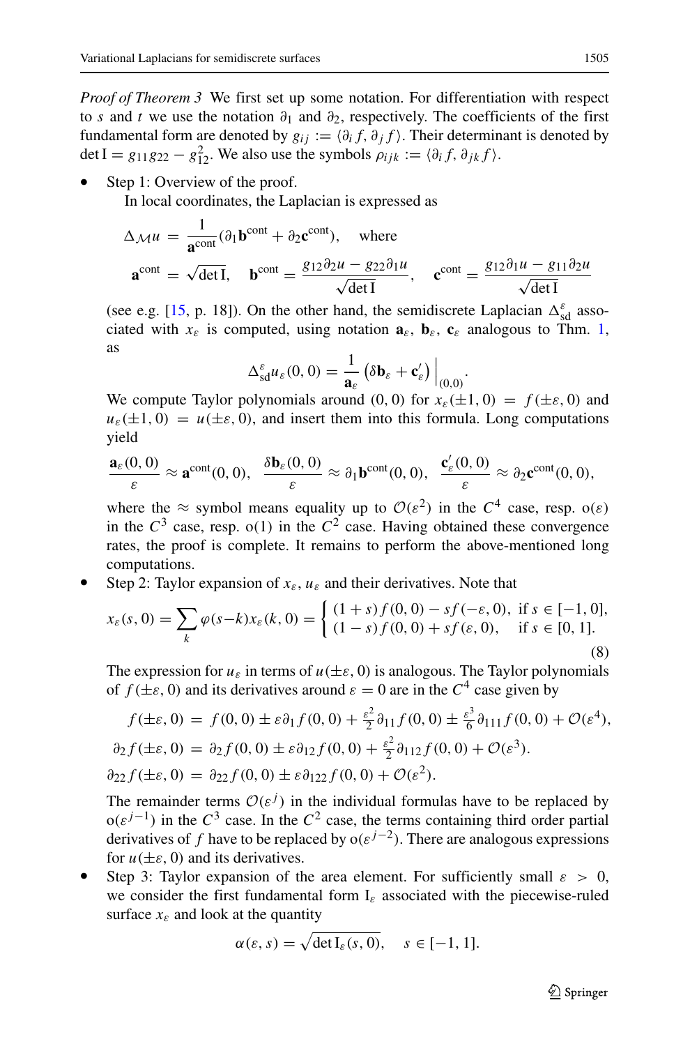*Proof of Theorem 3* We first set up some notation. For differentiation with respect to $s$ and $t$ we use the notation $\partial_1$ and $\partial_2$, respectively. The coefficients of the first fundamental form are denoted by $g_{ij} := \langle \partial_i f, \partial_j f \rangle$. Their determinant is denoted by $\det \mathrm{I} = g_{11} g_{22} - g_{12}^2$. We also use the symbols $\rho_{ijk} := \langle \partial_i f, \partial_{jk} f \rangle$.

- Step 1: Overview of the proof.

  In local coordinates, the Laplacian is expressed as

$$\Delta_{\mathcal{M}} u = \frac{1}{\mathbf{a}^{\text{cont}}} (\partial_1 \mathbf{b}^{\text{cont}} + \partial_2 \mathbf{c}^{\text{cont}}), \quad \text{where}$$

$$\mathbf{a}^{\text{cont}} = \sqrt{\det \mathrm{I}}, \quad \mathbf{b}^{\text{cont}} = \frac{g_{12} \partial_2 u - g_{22} \partial_1 u}{\sqrt{\det \mathrm{I}}}, \quad \mathbf{c}^{\text{cont}} = \frac{g_{12} \partial_1 u - g_{11} \partial_2 u}{\sqrt{\det \mathrm{I}}}$$

  (see e.g. [15, p. 18]). On the other hand, the semidiscrete Laplacian $\Delta_{\text{sd}}^{\varepsilon}$ associated with $x_\varepsilon$ is computed, using notation $\mathbf{a}_\varepsilon$, $\mathbf{b}_\varepsilon$, $\mathbf{c}_\varepsilon$ analogous to Thm. 1, as

$$\Delta_{\text{sd}}^{\varepsilon} u_\varepsilon(0,0) = \frac{1}{\mathbf{a}_\varepsilon} \left( \delta \mathbf{b}_\varepsilon + \mathbf{c}_\varepsilon' \right) \Big|_{(0,0)}.$$

  We compute Taylor polynomials around $(0,0)$ for $x_\varepsilon(\pm 1, 0) = f(\pm\varepsilon, 0)$ and $u_\varepsilon(\pm 1, 0) = u(\pm\varepsilon, 0)$, and insert them into this formula. Long computations yield

$$\frac{\mathbf{a}_\varepsilon(0,0)}{\varepsilon} \approx \mathbf{a}^{\text{cont}}(0,0), \quad \frac{\delta \mathbf{b}_\varepsilon(0,0)}{\varepsilon} \approx \partial_1 \mathbf{b}^{\text{cont}}(0,0), \quad \frac{\mathbf{c}_\varepsilon'(0,0)}{\varepsilon} \approx \partial_2 \mathbf{c}^{\text{cont}}(0,0),$$

  where the $\approx$ symbol means equality up to $\mathcal{O}(\varepsilon^2)$ in the $C^4$ case, resp. $\mathrm{o}(\varepsilon)$ in the $C^3$ case, resp. $\mathrm{o}(1)$ in the $C^2$ case. Having obtained these convergence rates, the proof is complete. It remains to perform the above-mentioned long computations.

- Step 2: Taylor expansion of $x_\varepsilon$, $u_\varepsilon$ and their derivatives. Note that

$$x_\varepsilon(s,0) = \sum_k \varphi(s-k) x_\varepsilon(k,0) = \begin{cases} (1+s) f(0,0) - s f(-\varepsilon, 0), & \text{if } s \in [-1, 0], \\ (1-s) f(0,0) + s f(\varepsilon, 0), & \text{if } s \in [0, 1]. \end{cases} \tag{8}$$

  The expression for $u_\varepsilon$ in terms of $u(\pm\varepsilon, 0)$ is analogous. The Taylor polynomials of $f(\pm\varepsilon, 0)$ and its derivatives around $\varepsilon = 0$ are in the $C^4$ case given by

$$f(\pm\varepsilon, 0) = f(0,0) \pm \varepsilon \partial_1 f(0,0) + \tfrac{\varepsilon^2}{2} \partial_{11} f(0,0) \pm \tfrac{\varepsilon^3}{6} \partial_{111} f(0,0) + \mathcal{O}(\varepsilon^4),$$

$$\partial_2 f(\pm\varepsilon, 0) = \partial_2 f(0,0) \pm \varepsilon \partial_{12} f(0,0) + \tfrac{\varepsilon^2}{2} \partial_{112} f(0,0) + \mathcal{O}(\varepsilon^3).$$

$$\partial_{22} f(\pm\varepsilon, 0) = \partial_{22} f(0,0) \pm \varepsilon \partial_{122} f(0,0) + \mathcal{O}(\varepsilon^2).$$

  The remainder terms $\mathcal{O}(\varepsilon^j)$ in the individual formulas have to be replaced by $\mathrm{o}(\varepsilon^{j-1})$ in the $C^3$ case. In the $C^2$ case, the terms containing third order partial derivatives of $f$ have to be replaced by $\mathrm{o}(\varepsilon^{j-2})$. There are analogous expressions for $u(\pm\varepsilon, 0)$ and its derivatives.

- Step 3: Taylor expansion of the area element. For sufficiently small $\varepsilon > 0$, we consider the first fundamental form $\mathrm{I}_\varepsilon$ associated with the piecewise-ruled surface $x_\varepsilon$ and look at the quantity

$$\alpha(\varepsilon, s) = \sqrt{\det \mathrm{I}_\varepsilon(s, 0)}, \quad s \in [-1, 1].$$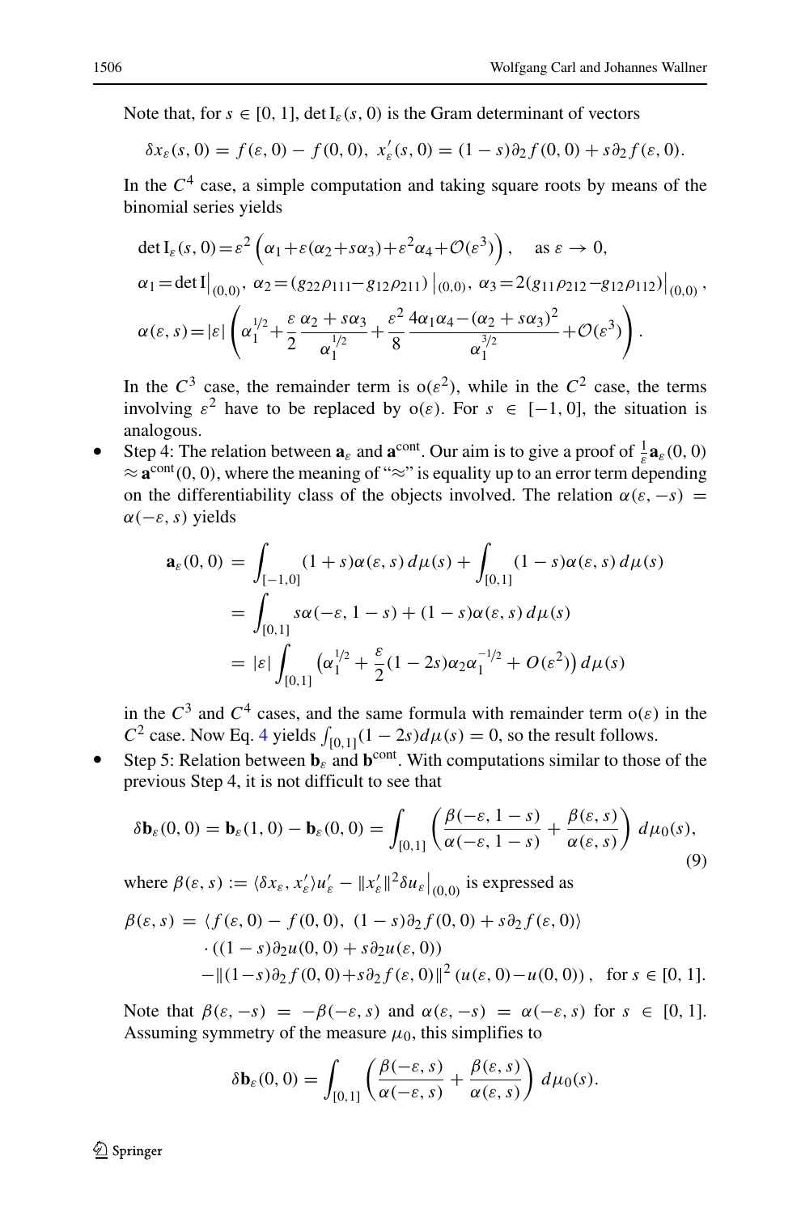Note that, for $s \in [0, 1]$, $\det \mathrm{I}_\varepsilon(s, 0)$ is the Gram determinant of vectors

$$\delta x_\varepsilon(s, 0) = f(\varepsilon, 0) - f(0, 0),\ x'_\varepsilon(s, 0) = (1-s)\partial_2 f(0, 0) + s\partial_2 f(\varepsilon, 0).$$

In the $C^4$ case, a simple computation and taking square roots by means of the binomial series yields

$$\det \mathrm{I}_\varepsilon(s, 0) = \varepsilon^2 \left(\alpha_1 + \varepsilon(\alpha_2 + s\alpha_3) + \varepsilon^2\alpha_4 + \mathcal{O}(\varepsilon^3)\right), \quad \text{as } \varepsilon \to 0,$$

$$\alpha_1 = \det \mathrm{I}\big|_{(0,0)},\ \alpha_2 = (g_{22}\rho_{111} - g_{12}\rho_{211})\big|_{(0,0)},\ \alpha_3 = 2(g_{11}\rho_{212} - g_{12}\rho_{112})\big|_{(0,0)},$$

$$\alpha(\varepsilon, s) = |\varepsilon| \left(\alpha_1^{1/2} + \frac{\varepsilon}{2}\frac{\alpha_2 + s\alpha_3}{\alpha_1^{1/2}} + \frac{\varepsilon^2}{8}\frac{4\alpha_1\alpha_4 - (\alpha_2 + s\alpha_3)^2}{\alpha_1^{3/2}} + \mathcal{O}(\varepsilon^3)\right).$$

In the $C^3$ case, the remainder term is $\mathrm{o}(\varepsilon^2)$, while in the $C^2$ case, the terms involving $\varepsilon^2$ have to be replaced by $\mathrm{o}(\varepsilon)$. For $s \in [-1, 0]$, the situation is analogous.

- Step 4: The relation between $\mathbf{a}_\varepsilon$ and $\mathbf{a}^{\mathrm{cont}}$. Our aim is to give a proof of $\frac{1}{\varepsilon}\mathbf{a}_\varepsilon(0, 0) \approx \mathbf{a}^{\mathrm{cont}}(0, 0)$, where the meaning of "$\approx$" is equality up to an error term depending on the differentiability class of the objects involved. The relation $\alpha(\varepsilon, -s) = \alpha(-\varepsilon, s)$ yields

$$\begin{aligned}
\mathbf{a}_\varepsilon(0, 0) &= \int_{[-1,0]} (1+s)\alpha(\varepsilon, s)\, d\mu(s) + \int_{[0,1]} (1-s)\alpha(\varepsilon, s)\, d\mu(s) \\
&= \int_{[0,1]} s\alpha(-\varepsilon, 1-s) + (1-s)\alpha(\varepsilon, s)\, d\mu(s) \\
&= |\varepsilon| \int_{[0,1]} \left(\alpha_1^{1/2} + \frac{\varepsilon}{2}(1-2s)\alpha_2\alpha_1^{-1/2} + O(\varepsilon^2)\right) d\mu(s)
\end{aligned}$$

in the $C^3$ and $C^4$ cases, and the same formula with remainder term $\mathrm{o}(\varepsilon)$ in the $C^2$ case. Now Eq. 4 yields $\int_{[0,1]}(1-2s)d\mu(s) = 0$, so the result follows.

- Step 5: Relation between $\mathbf{b}_\varepsilon$ and $\mathbf{b}^{\mathrm{cont}}$. With computations similar to those of the previous Step 4, it is not difficult to see that

$$\delta\mathbf{b}_\varepsilon(0, 0) = \mathbf{b}_\varepsilon(1, 0) - \mathbf{b}_\varepsilon(0, 0) = \int_{[0,1]} \left(\frac{\beta(-\varepsilon, 1-s)}{\alpha(-\varepsilon, 1-s)} + \frac{\beta(\varepsilon, s)}{\alpha(\varepsilon, s)}\right) d\mu_0(s), \tag{9}$$

where $\beta(\varepsilon, s) := \langle \delta x_\varepsilon, x'_\varepsilon\rangle u'_\varepsilon - \|x'_\varepsilon\|^2 \delta u_\varepsilon\big|_{(0,0)}$ is expressed as

$$\begin{aligned}
\beta(\varepsilon, s) &= \langle f(\varepsilon, 0) - f(0, 0),\ (1-s)\partial_2 f(0, 0) + s\partial_2 f(\varepsilon, 0)\rangle \\
&\quad \cdot ((1-s)\partial_2 u(0, 0) + s\partial_2 u(\varepsilon, 0)) \\
&\quad - \|(1-s)\partial_2 f(0, 0) + s\partial_2 f(\varepsilon, 0)\|^2 (u(\varepsilon, 0) - u(0, 0)), \quad \text{for } s \in [0, 1].
\end{aligned}$$

Note that $\beta(\varepsilon, -s) = -\beta(-\varepsilon, s)$ and $\alpha(\varepsilon, -s) = \alpha(-\varepsilon, s)$ for $s \in [0, 1]$. Assuming symmetry of the measure $\mu_0$, this simplifies to

$$\delta\mathbf{b}_\varepsilon(0, 0) = \int_{[0,1]} \left(\frac{\beta(-\varepsilon, s)}{\alpha(-\varepsilon, s)} + \frac{\beta(\varepsilon, s)}{\alpha(\varepsilon, s)}\right) d\mu_0(s).$$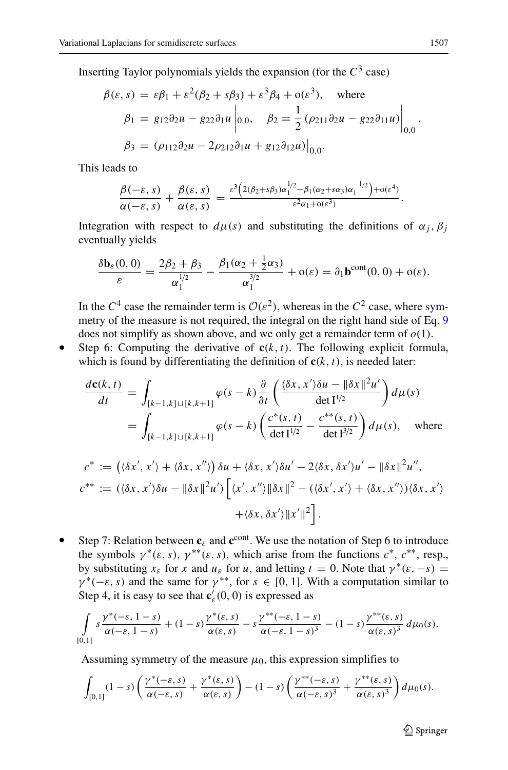Inserting Taylor polynomials yields the expansion (for the $C^3$ case)

$$
\begin{aligned}
\beta(\varepsilon, s) &= \varepsilon\beta_1 + \varepsilon^2(\beta_2 + s\beta_3) + \varepsilon^3\beta_4 + o(\varepsilon^3), \quad \text{where} \\
\beta_1 &= g_{12}\partial_2 u - g_{22}\partial_1 u \Big|_{0,0}, \quad \beta_2 = \frac{1}{2}\left(\rho_{211}\partial_2 u - g_{22}\partial_{11} u\right)\Big|_{0,0}, \\
\beta_3 &= \left(\rho_{112}\partial_2 u - 2\rho_{212}\partial_1 u + g_{12}\partial_{12} u\right)\big|_{0,0}.
\end{aligned}
$$

This leads to

$$
\frac{\beta(-\varepsilon, s)}{\alpha(-\varepsilon, s)} + \frac{\beta(\varepsilon, s)}{\alpha(\varepsilon, s)} = \frac{\varepsilon^3\left(2(\beta_2 + s\beta_3)\alpha_1^{1/2} - \beta_1(\alpha_2 + s\alpha_3)\alpha_1^{-1/2}\right) + o(\varepsilon^4)}{\varepsilon^2\alpha_1 + o(\varepsilon^3)}.
$$

Integration with respect to $d\mu(s)$ and substituting the definitions of $\alpha_j, \beta_j$ eventually yields

$$
\frac{\delta \mathbf{b}_\varepsilon(0,0)}{\varepsilon} = \frac{2\beta_2 + \beta_3}{\alpha_1^{1/2}} - \frac{\beta_1(\alpha_2 + \frac{1}{2}\alpha_3)}{\alpha_1^{3/2}} + o(\varepsilon) = \partial_1 \mathbf{b}^{\text{cont}}(0,0) + o(\varepsilon).
$$

In the $C^4$ case the remainder term is $\mathcal{O}(\varepsilon^2)$, whereas in the $C^2$ case, where symmetry of the measure is not required, the integral on the right hand side of Eq. 9 does not simplify as shown above, and we only get a remainder term of $o(1)$.

- Step 6: Computing the derivative of $\mathbf{c}(k, t)$. The following explicit formula, which is found by differentiating the definition of $\mathbf{c}(k, t)$, is needed later:

$$
\begin{aligned}
\frac{d\mathbf{c}(k,t)}{dt} &= \int_{[k-1,k]\sqcup[k,k+1]} \varphi(s-k)\frac{\partial}{\partial t}\left(\frac{\langle \delta x, x'\rangle \delta u - \|\delta x\|^2 u'}{\det \mathrm{I}^{1/2}}\right) d\mu(s) \\
&= \int_{[k-1,k]\sqcup[k,k+1]} \varphi(s-k)\left(\frac{c^*(s,t)}{\det \mathrm{I}^{1/2}} - \frac{c^{**}(s,t)}{\det \mathrm{I}^{3/2}}\right) d\mu(s), \quad \text{where}
\end{aligned}
$$

$$
\begin{aligned}
c^* &:= \left(\langle \delta x', x'\rangle + \langle \delta x, x''\rangle\right)\delta u + \langle \delta x, x'\rangle \delta u' - 2\langle \delta x, \delta x'\rangle u' - \|\delta x\|^2 u'', \\
c^{**} &:= \left(\langle \delta x, x'\rangle \delta u - \|\delta x\|^2 u'\right)\Big[\langle x', x''\rangle \|\delta x\|^2 - \left(\langle \delta x', x'\rangle + \langle \delta x, x''\rangle\right)\langle \delta x, x'\rangle \\
&\qquad + \langle \delta x, \delta x'\rangle \|x'\|^2\Big].
\end{aligned}
$$

- Step 7: Relation between $\mathbf{c}_\varepsilon$ and $\mathbf{c}^{\text{cont}}$. We use the notation of Step 6 to introduce the symbols $\gamma^*(\varepsilon, s)$, $\gamma^{**}(\varepsilon, s)$, which arise from the functions $c^*$, $c^{**}$, resp., by substituting $x_\varepsilon$ for $x$ and $u_\varepsilon$ for $u$, and letting $t = 0$. Note that $\gamma^*(\varepsilon, -s) = \gamma^*(-\varepsilon, s)$ and the same for $\gamma^{**}$, for $s \in [0, 1]$. With a computation similar to Step 4, it is easy to see that $\mathbf{c}_\varepsilon'(0, 0)$ is expressed as

$$
\int_{[0,1]} s\frac{\gamma^*(-\varepsilon, 1-s)}{\alpha(-\varepsilon, 1-s)} + (1-s)\frac{\gamma^*(\varepsilon, s)}{\alpha(\varepsilon, s)} - s\frac{\gamma^{**}(-\varepsilon, 1-s)}{\alpha(-\varepsilon, 1-s)^3} - (1-s)\frac{\gamma^{**}(\varepsilon, s)}{\alpha(\varepsilon, s)^3}\, d\mu_0(s).
$$

Assuming symmetry of the measure $\mu_0$, this expression simplifies to

$$
\int_{[0,1]} (1-s)\left(\frac{\gamma^*(-\varepsilon, s)}{\alpha(-\varepsilon, s)} + \frac{\gamma^*(\varepsilon, s)}{\alpha(\varepsilon, s)}\right) - (1-s)\left(\frac{\gamma^{**}(-\varepsilon, s)}{\alpha(-\varepsilon, s)^3} + \frac{\gamma^{**}(\varepsilon, s)}{\alpha(\varepsilon, s)^3}\right) d\mu_0(s).
$$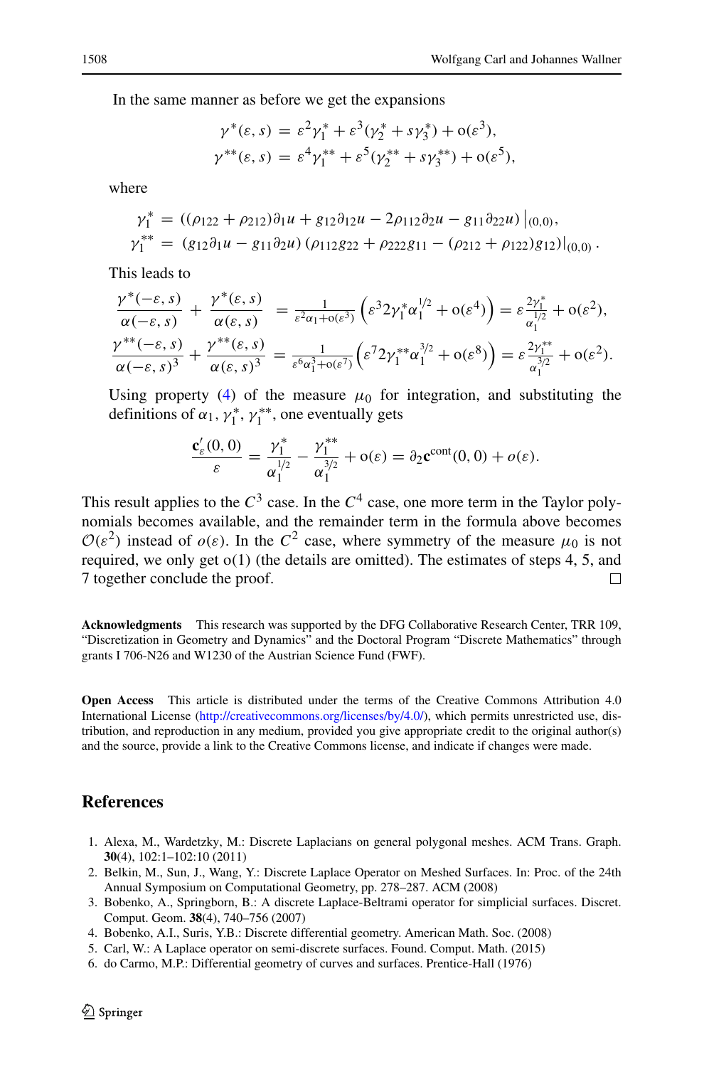In the same manner as before we get the expansions

$$\gamma^*(\varepsilon, s) = \varepsilon^2\gamma_1^* + \varepsilon^3(\gamma_2^* + s\gamma_3^*) + \mathrm{o}(\varepsilon^3),$$
$$\gamma^{**}(\varepsilon, s) = \varepsilon^4\gamma_1^{**} + \varepsilon^5(\gamma_2^{**} + s\gamma_3^{**}) + \mathrm{o}(\varepsilon^5),$$

where

$$\gamma_1^* = ((\rho_{122} + \rho_{212})\partial_1 u + g_{12}\partial_{12}u - 2\rho_{112}\partial_2 u - g_{11}\partial_{22}u)\,\big|_{(0,0)},$$
$$\gamma_1^{**} = (g_{12}\partial_1 u - g_{11}\partial_2 u)\,(\rho_{112}g_{22} + \rho_{222}g_{11} - (\rho_{212} + \rho_{122})g_{12})|_{(0,0)}\,.$$

This leads to

$$\frac{\gamma^*(-\varepsilon, s)}{\alpha(-\varepsilon, s)} + \frac{\gamma^*(\varepsilon, s)}{\alpha(\varepsilon, s)} = \frac{1}{\varepsilon^2\alpha_1 + \mathrm{o}(\varepsilon^3)}\left(\varepsilon^3 2\gamma_1^*\alpha_1^{1/2} + \mathrm{o}(\varepsilon^4)\right) = \varepsilon\frac{2\gamma_1^*}{\alpha_1^{1/2}} + \mathrm{o}(\varepsilon^2),$$
$$\frac{\gamma^{**}(-\varepsilon, s)}{\alpha(-\varepsilon, s)^3} + \frac{\gamma^{**}(\varepsilon, s)}{\alpha(\varepsilon, s)^3} = \frac{1}{\varepsilon^6\alpha_1^3 + \mathrm{o}(\varepsilon^7)}\left(\varepsilon^7 2\gamma_1^{**}\alpha_1^{3/2} + \mathrm{o}(\varepsilon^8)\right) = \varepsilon\frac{2\gamma_1^{**}}{\alpha_1^{3/2}} + \mathrm{o}(\varepsilon^2).$$

Using property (4) of the measure $\mu_0$ for integration, and substituting the definitions of $\alpha_1$, $\gamma_1^*$, $\gamma_1^{**}$, one eventually gets

$$\frac{\mathbf{c}_\varepsilon'(0,0)}{\varepsilon} = \frac{\gamma_1^*}{\alpha_1^{1/2}} - \frac{\gamma_1^{**}}{\alpha_1^{3/2}} + \mathrm{o}(\varepsilon) = \partial_2\mathbf{c}^{\mathrm{cont}}(0,0) + o(\varepsilon).$$

This result applies to the $C^3$ case. In the $C^4$ case, one more term in the Taylor polynomials becomes available, and the remainder term in the formula above becomes $\mathcal{O}(\varepsilon^2)$ instead of $o(\varepsilon)$. In the $C^2$ case, where symmetry of the measure $\mu_0$ is not required, we only get o(1) (the details are omitted). The estimates of steps 4, 5, and 7 together conclude the proof. □

**Acknowledgments** This research was supported by the DFG Collaborative Research Center, TRR 109, "Discretization in Geometry and Dynamics" and the Doctoral Program "Discrete Mathematics" through grants I 706-N26 and W1230 of the Austrian Science Fund (FWF).

**Open Access** This article is distributed under the terms of the Creative Commons Attribution 4.0 International License (http://creativecommons.org/licenses/by/4.0/), which permits unrestricted use, distribution, and reproduction in any medium, provided you give appropriate credit to the original author(s) and the source, provide a link to the Creative Commons license, and indicate if changes were made.

## References

1. Alexa, M., Wardetzky, M.: Discrete Laplacians on general polygonal meshes. ACM Trans. Graph. **30**(4), 102:1–102:10 (2011)
2. Belkin, M., Sun, J., Wang, Y.: Discrete Laplace Operator on Meshed Surfaces. In: Proc. of the 24th Annual Symposium on Computational Geometry, pp. 278–287. ACM (2008)
3. Bobenko, A., Springborn, B.: A discrete Laplace-Beltrami operator for simplicial surfaces. Discret. Comput. Geom. **38**(4), 740–756 (2007)
4. Bobenko, A.I., Suris, Y.B.: Discrete differential geometry. American Math. Soc. (2008)
5. Carl, W.: A Laplace operator on semi-discrete surfaces. Found. Comput. Math. (2015)
6. do Carmo, M.P.: Differential geometry of curves and surfaces. Prentice-Hall (1976)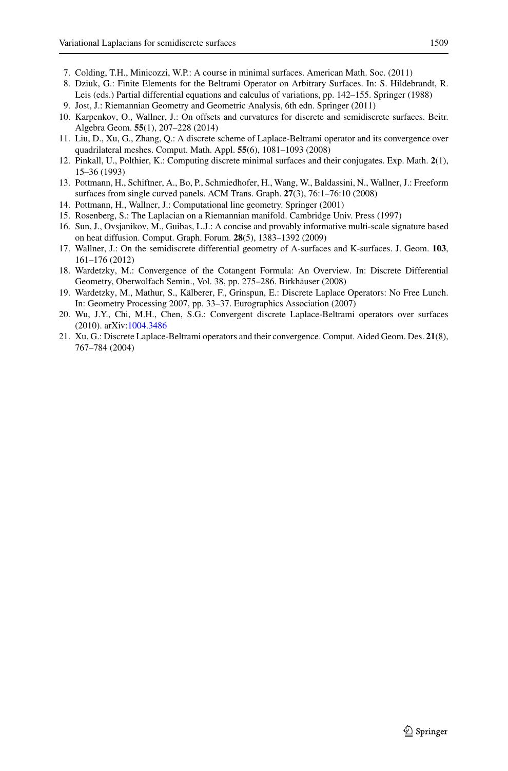7. Colding, T.H., Minicozzi, W.P.: A course in minimal surfaces. American Math. Soc. (2011)
8. Dziuk, G.: Finite Elements for the Beltrami Operator on Arbitrary Surfaces. In: S. Hildebrandt, R. Leis (eds.) Partial differential equations and calculus of variations, pp. 142–155. Springer (1988)
9. Jost, J.: Riemannian Geometry and Geometric Analysis, 6th edn. Springer (2011)
10. Karpenkov, O., Wallner, J.: On offsets and curvatures for discrete and semidiscrete surfaces. Beitr. Algebra Geom. **55**(1), 207–228 (2014)
11. Liu, D., Xu, G., Zhang, Q.: A discrete scheme of Laplace-Beltrami operator and its convergence over quadrilateral meshes. Comput. Math. Appl. **55**(6), 1081–1093 (2008)
12. Pinkall, U., Polthier, K.: Computing discrete minimal surfaces and their conjugates. Exp. Math. **2**(1), 15–36 (1993)
13. Pottmann, H., Schiftner, A., Bo, P., Schmiedhofer, H., Wang, W., Baldassini, N., Wallner, J.: Freeform surfaces from single curved panels. ACM Trans. Graph. **27**(3), 76:1–76:10 (2008)
14. Pottmann, H., Wallner, J.: Computational line geometry. Springer (2001)
15. Rosenberg, S.: The Laplacian on a Riemannian manifold. Cambridge Univ. Press (1997)
16. Sun, J., Ovsjanikov, M., Guibas, L.J.: A concise and provably informative multi-scale signature based on heat diffusion. Comput. Graph. Forum. **28**(5), 1383–1392 (2009)
17. Wallner, J.: On the semidiscrete differential geometry of A-surfaces and K-surfaces. J. Geom. **103**, 161–176 (2012)
18. Wardetzky, M.: Convergence of the Cotangent Formula: An Overview. In: Discrete Differential Geometry, Oberwolfach Semin., Vol. 38, pp. 275–286. Birkhäuser (2008)
19. Wardetzky, M., Mathur, S., Kälberer, F., Grinspun, E.: Discrete Laplace Operators: No Free Lunch. In: Geometry Processing 2007, pp. 33–37. Eurographics Association (2007)
20. Wu, J.Y., Chi, M.H., Chen, S.G.: Convergent discrete Laplace-Beltrami operators over surfaces (2010). arXiv:1004.3486
21. Xu, G.: Discrete Laplace-Beltrami operators and their convergence. Comput. Aided Geom. Des. **21**(8), 767–784 (2004)